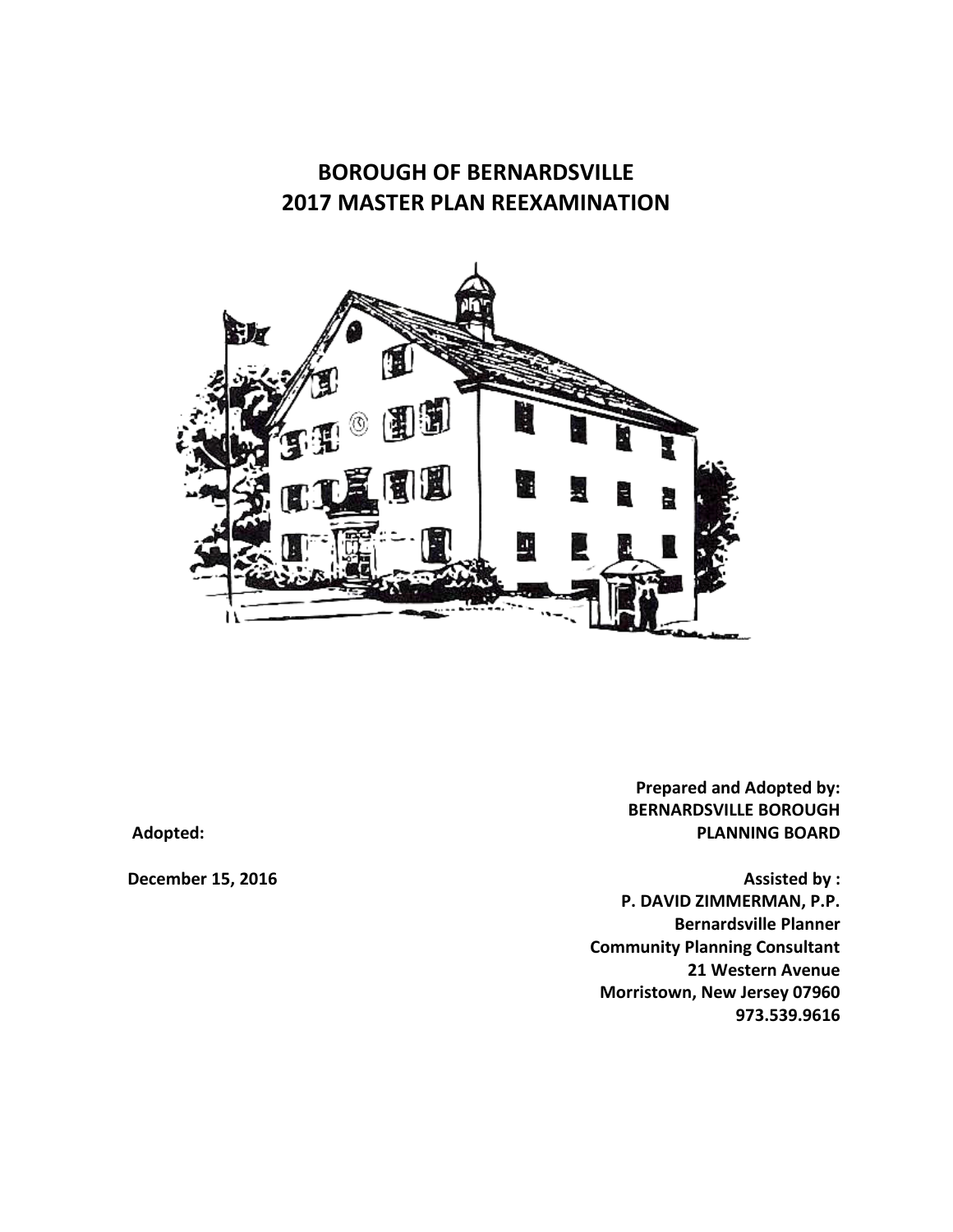# BOROUGH OF BERNARDSVILLE
# 2017 MASTER PLAN REEXAMINATION

**Adopted:**

**December 15, 2016**

**Prepared and Adopted by:**
**BERNARDSVILLE BOROUGH**
**PLANNING BOARD**

**Assisted by :**
**P. DAVID ZIMMERMAN, P.P.**
**Bernardsville Planner**
**Community Planning Consultant**
**21 Western Avenue**
**Morristown, New Jersey 07960**
**973.539.9616**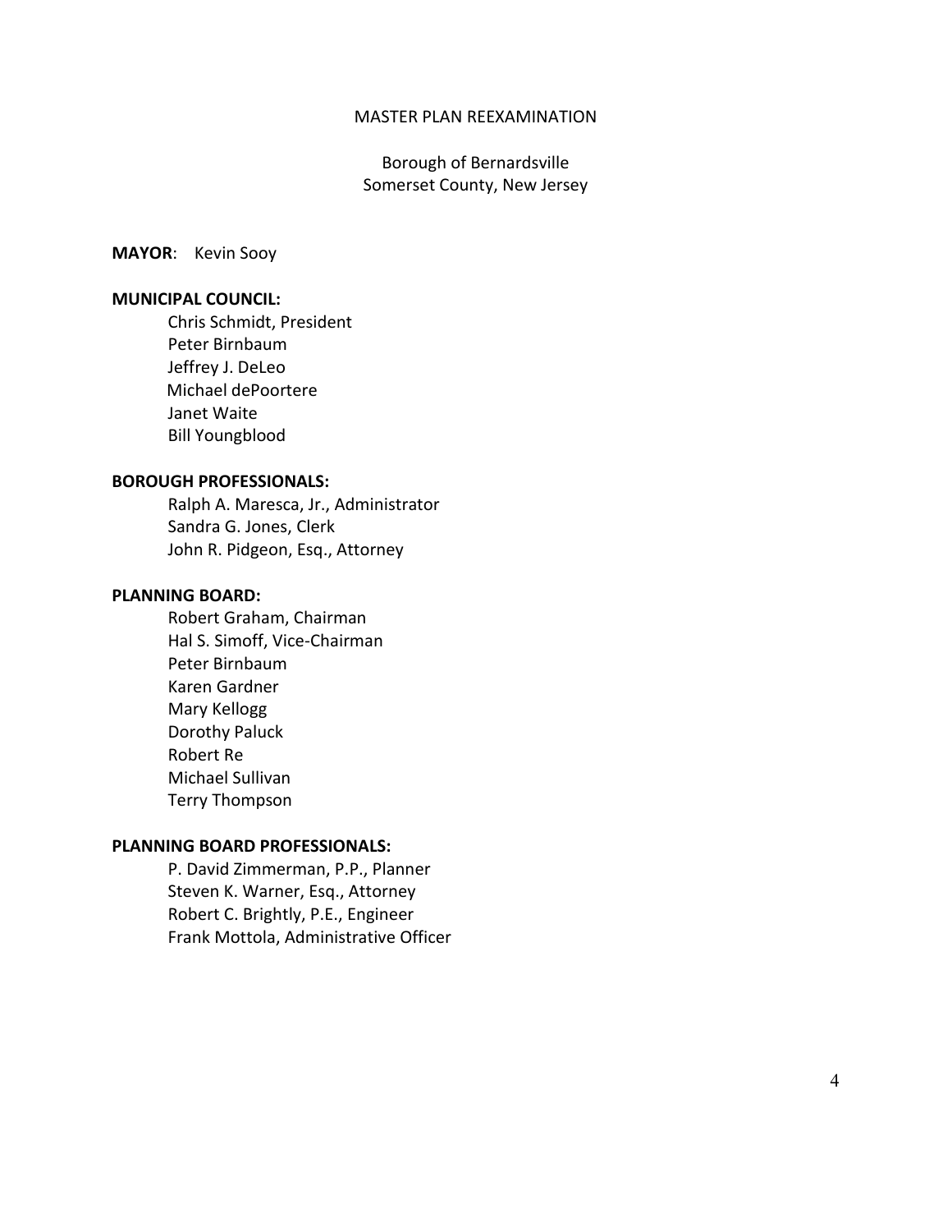MASTER PLAN REEXAMINATION

Borough of Bernardsville
Somerset County, New Jersey

**MAYOR**: Kevin Sooy

**MUNICIPAL COUNCIL:**

Chris Schmidt, President
Peter Birnbaum
Jeffrey J. DeLeo
Michael dePoortere
Janet Waite
Bill Youngblood

**BOROUGH PROFESSIONALS:**

Ralph A. Maresca, Jr., Administrator
Sandra G. Jones, Clerk
John R. Pidgeon, Esq., Attorney

**PLANNING BOARD:**

Robert Graham, Chairman
Hal S. Simoff, Vice-Chairman
Peter Birnbaum
Karen Gardner
Mary Kellogg
Dorothy Paluck
Robert Re
Michael Sullivan
Terry Thompson

**PLANNING BOARD PROFESSIONALS:**

P. David Zimmerman, P.P., Planner
Steven K. Warner, Esq., Attorney
Robert C. Brightly, P.E., Engineer
Frank Mottola, Administrative Officer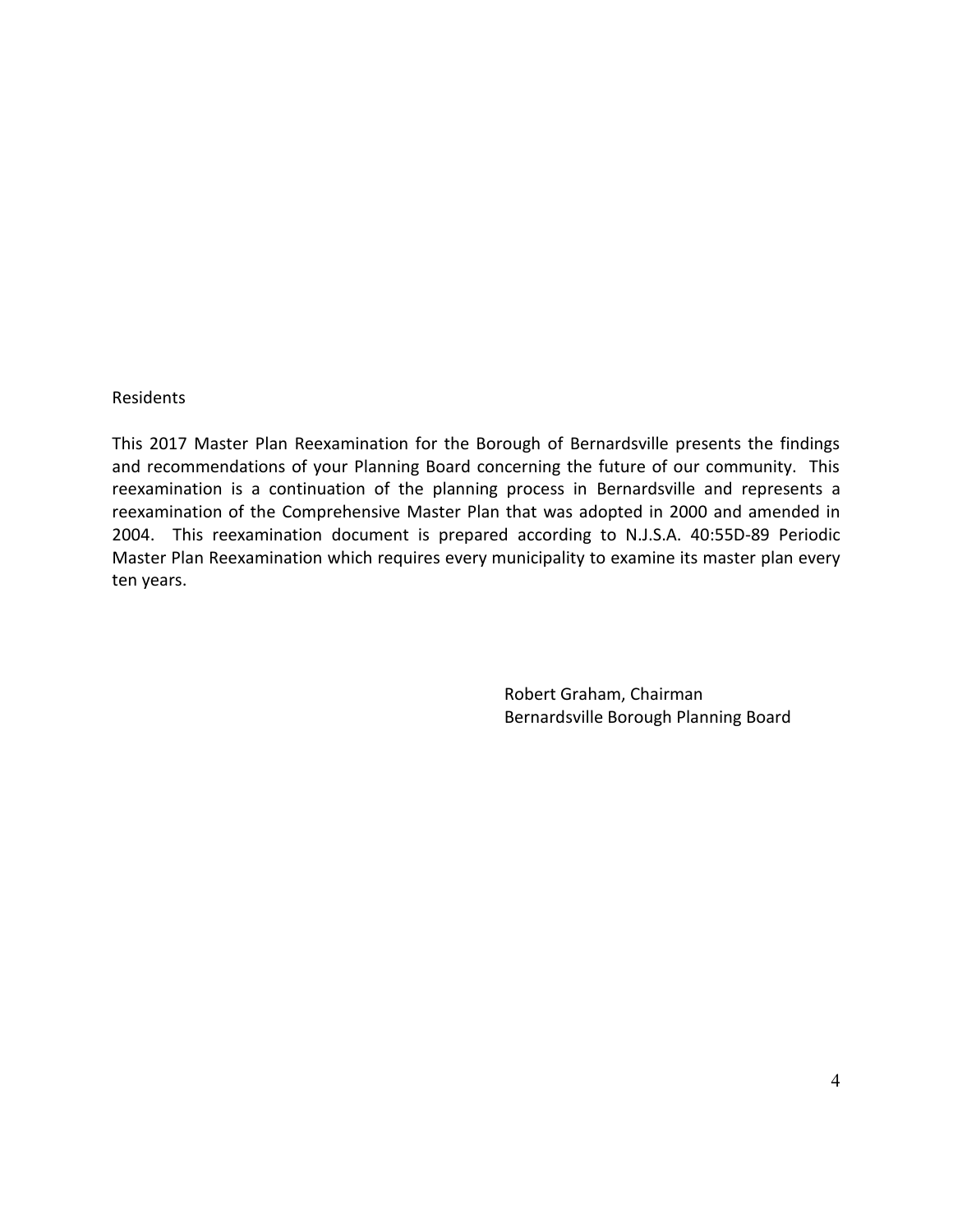Residents

This 2017 Master Plan Reexamination for the Borough of Bernardsville presents the findings and recommendations of your Planning Board concerning the future of our community. This reexamination is a continuation of the planning process in Bernardsville and represents a reexamination of the Comprehensive Master Plan that was adopted in 2000 and amended in 2004. This reexamination document is prepared according to N.J.S.A. 40:55D-89 Periodic Master Plan Reexamination which requires every municipality to examine its master plan every ten years.

Robert Graham, Chairman
Bernardsville Borough Planning Board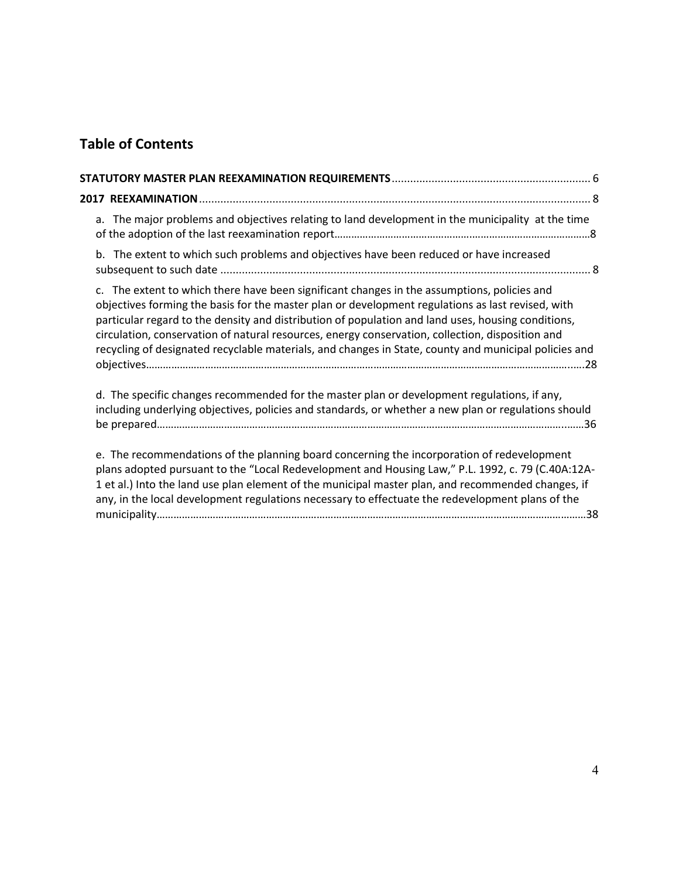## Table of Contents

**STATUTORY MASTER PLAN REEXAMINATION REQUIREMENTS** ................................................................ 6

**2017 REEXAMINATION** ................................................................................................................ 8

a. The major problems and objectives relating to land development in the municipality at the time of the adoption of the last reexamination report………………………………………………………………………………8

b. The extent to which such problems and objectives have been reduced or have increased subsequent to such date ........................................................................................................................ 8

c. The extent to which there have been significant changes in the assumptions, policies and objectives forming the basis for the master plan or development regulations as last revised, with particular regard to the density and distribution of population and land uses, housing conditions, circulation, conservation of natural resources, energy conservation, collection, disposition and recycling of designated recyclable materials, and changes in State, county and municipal policies and objectives………………………………………………………………………………………………………………………………..28

d. The specific changes recommended for the master plan or development regulations, if any, including underlying objectives, policies and standards, or whether a new plan or regulations should be prepared………………………………………………………………………………………………………………………………36

e. The recommendations of the planning board concerning the incorporation of redevelopment plans adopted pursuant to the "Local Redevelopment and Housing Law," P.L. 1992, c. 79 (C.40A:12A-1 et al.) Into the land use plan element of the municipal master plan, and recommended changes, if any, in the local development regulations necessary to effectuate the redevelopment plans of the municipality……………………………………………………………………………………………………………………………38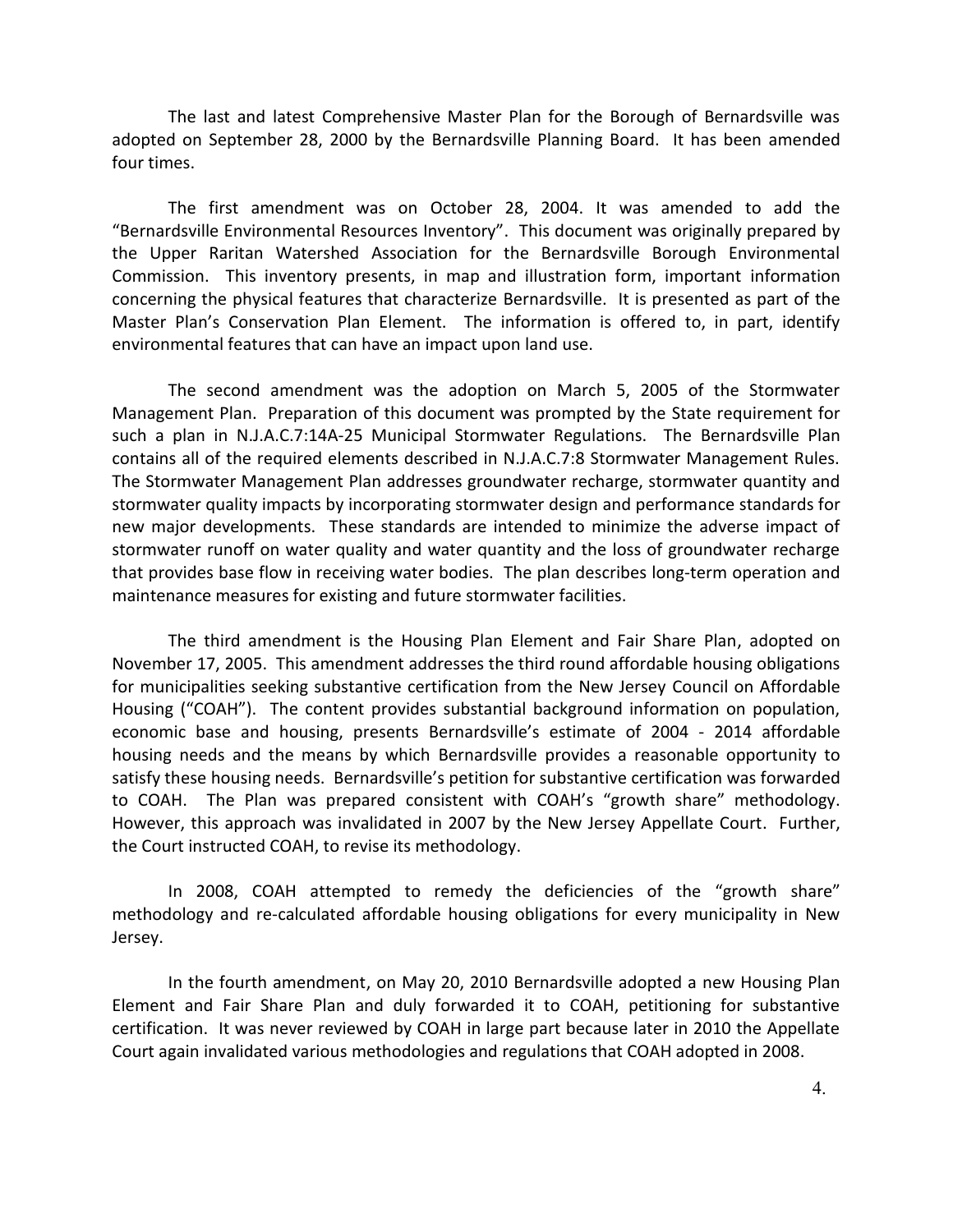The last and latest Comprehensive Master Plan for the Borough of Bernardsville was adopted on September 28, 2000 by the Bernardsville Planning Board. It has been amended four times.

The first amendment was on October 28, 2004. It was amended to add the "Bernardsville Environmental Resources Inventory". This document was originally prepared by the Upper Raritan Watershed Association for the Bernardsville Borough Environmental Commission. This inventory presents, in map and illustration form, important information concerning the physical features that characterize Bernardsville. It is presented as part of the Master Plan's Conservation Plan Element. The information is offered to, in part, identify environmental features that can have an impact upon land use.

The second amendment was the adoption on March 5, 2005 of the Stormwater Management Plan. Preparation of this document was prompted by the State requirement for such a plan in N.J.A.C.7:14A-25 Municipal Stormwater Regulations. The Bernardsville Plan contains all of the required elements described in N.J.A.C.7:8 Stormwater Management Rules. The Stormwater Management Plan addresses groundwater recharge, stormwater quantity and stormwater quality impacts by incorporating stormwater design and performance standards for new major developments. These standards are intended to minimize the adverse impact of stormwater runoff on water quality and water quantity and the loss of groundwater recharge that provides base flow in receiving water bodies. The plan describes long-term operation and maintenance measures for existing and future stormwater facilities.

The third amendment is the Housing Plan Element and Fair Share Plan, adopted on November 17, 2005. This amendment addresses the third round affordable housing obligations for municipalities seeking substantive certification from the New Jersey Council on Affordable Housing ("COAH"). The content provides substantial background information on population, economic base and housing, presents Bernardsville's estimate of 2004 - 2014 affordable housing needs and the means by which Bernardsville provides a reasonable opportunity to satisfy these housing needs. Bernardsville's petition for substantive certification was forwarded to COAH. The Plan was prepared consistent with COAH's "growth share" methodology. However, this approach was invalidated in 2007 by the New Jersey Appellate Court. Further, the Court instructed COAH, to revise its methodology.

In 2008, COAH attempted to remedy the deficiencies of the "growth share" methodology and re-calculated affordable housing obligations for every municipality in New Jersey.

In the fourth amendment, on May 20, 2010 Bernardsville adopted a new Housing Plan Element and Fair Share Plan and duly forwarded it to COAH, petitioning for substantive certification. It was never reviewed by COAH in large part because later in 2010 the Appellate Court again invalidated various methodologies and regulations that COAH adopted in 2008.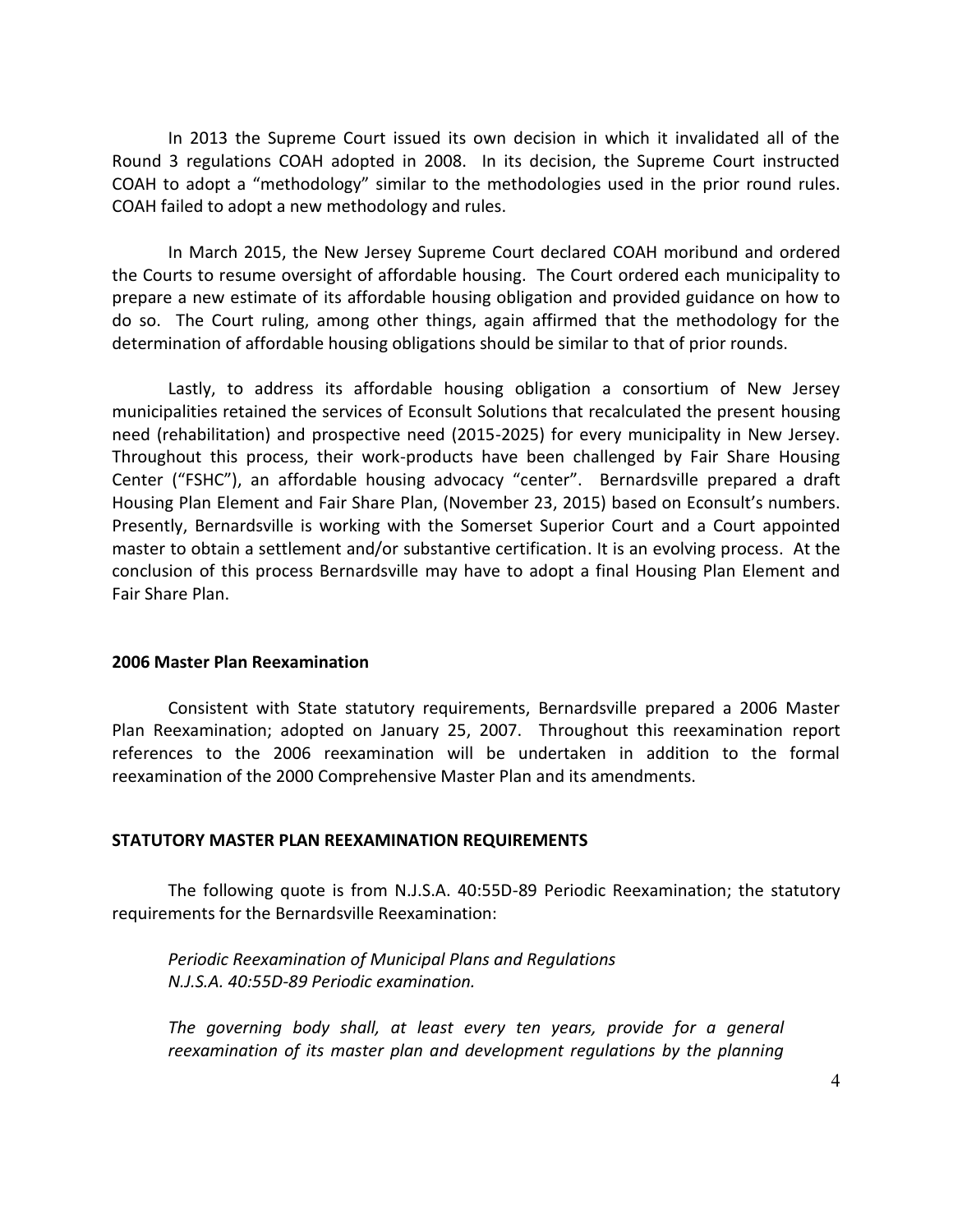In 2013 the Supreme Court issued its own decision in which it invalidated all of the Round 3 regulations COAH adopted in 2008. In its decision, the Supreme Court instructed COAH to adopt a "methodology" similar to the methodologies used in the prior round rules. COAH failed to adopt a new methodology and rules.

In March 2015, the New Jersey Supreme Court declared COAH moribund and ordered the Courts to resume oversight of affordable housing. The Court ordered each municipality to prepare a new estimate of its affordable housing obligation and provided guidance on how to do so. The Court ruling, among other things, again affirmed that the methodology for the determination of affordable housing obligations should be similar to that of prior rounds.

Lastly, to address its affordable housing obligation a consortium of New Jersey municipalities retained the services of Econsult Solutions that recalculated the present housing need (rehabilitation) and prospective need (2015-2025) for every municipality in New Jersey. Throughout this process, their work-products have been challenged by Fair Share Housing Center ("FSHC"), an affordable housing advocacy "center". Bernardsville prepared a draft Housing Plan Element and Fair Share Plan, (November 23, 2015) based on Econsult's numbers. Presently, Bernardsville is working with the Somerset Superior Court and a Court appointed master to obtain a settlement and/or substantive certification. It is an evolving process. At the conclusion of this process Bernardsville may have to adopt a final Housing Plan Element and Fair Share Plan.

**2006 Master Plan Reexamination**

Consistent with State statutory requirements, Bernardsville prepared a 2006 Master Plan Reexamination; adopted on January 25, 2007. Throughout this reexamination report references to the 2006 reexamination will be undertaken in addition to the formal reexamination of the 2000 Comprehensive Master Plan and its amendments.

**STATUTORY MASTER PLAN REEXAMINATION REQUIREMENTS**

The following quote is from N.J.S.A. 40:55D-89 Periodic Reexamination; the statutory requirements for the Bernardsville Reexamination:

*Periodic Reexamination of Municipal Plans and Regulations*
*N.J.S.A. 40:55D-89 Periodic examination.*

*The governing body shall, at least every ten years, provide for a general reexamination of its master plan and development regulations by the planning*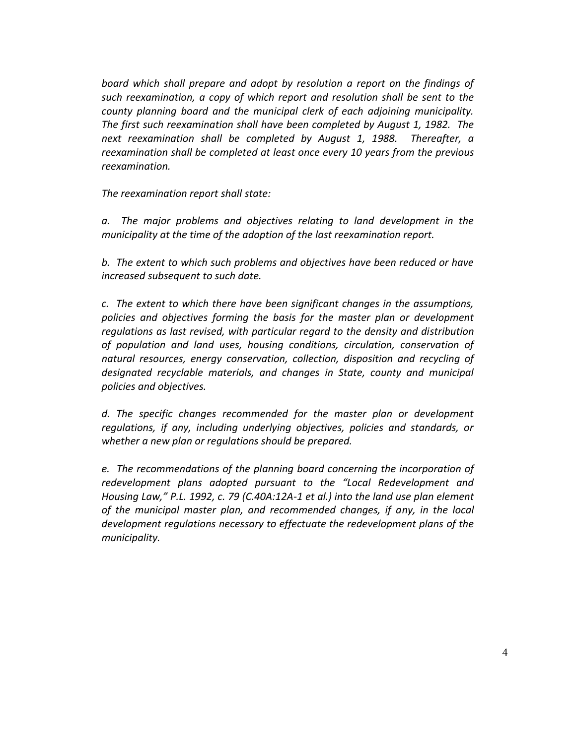*board which shall prepare and adopt by resolution a report on the findings of such reexamination, a copy of which report and resolution shall be sent to the county planning board and the municipal clerk of each adjoining municipality. The first such reexamination shall have been completed by August 1, 1982. The next reexamination shall be completed by August 1, 1988. Thereafter, a reexamination shall be completed at least once every 10 years from the previous reexamination.*

*The reexamination report shall state:*

*a. The major problems and objectives relating to land development in the municipality at the time of the adoption of the last reexamination report.*

*b. The extent to which such problems and objectives have been reduced or have increased subsequent to such date.*

*c. The extent to which there have been significant changes in the assumptions, policies and objectives forming the basis for the master plan or development regulations as last revised, with particular regard to the density and distribution of population and land uses, housing conditions, circulation, conservation of natural resources, energy conservation, collection, disposition and recycling of designated recyclable materials, and changes in State, county and municipal policies and objectives.*

*d. The specific changes recommended for the master plan or development regulations, if any, including underlying objectives, policies and standards, or whether a new plan or regulations should be prepared.*

*e. The recommendations of the planning board concerning the incorporation of redevelopment plans adopted pursuant to the "Local Redevelopment and Housing Law," P.L. 1992, c. 79 (C.40A:12A-1 et al.) into the land use plan element of the municipal master plan, and recommended changes, if any, in the local development regulations necessary to effectuate the redevelopment plans of the municipality.*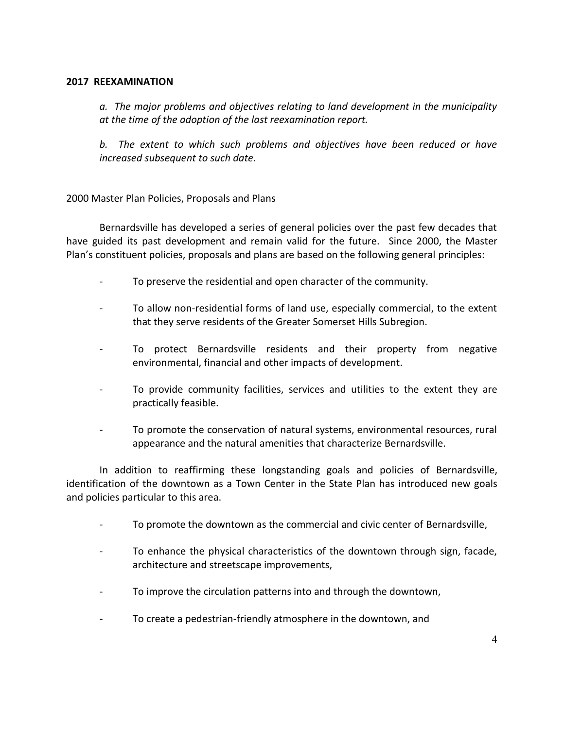**2017 REEXAMINATION**

*a. The major problems and objectives relating to land development in the municipality at the time of the adoption of the last reexamination report.*

*b. The extent to which such problems and objectives have been reduced or have increased subsequent to such date.*

2000 Master Plan Policies, Proposals and Plans

Bernardsville has developed a series of general policies over the past few decades that have guided its past development and remain valid for the future. Since 2000, the Master Plan's constituent policies, proposals and plans are based on the following general principles:

- To preserve the residential and open character of the community.
- To allow non-residential forms of land use, especially commercial, to the extent that they serve residents of the Greater Somerset Hills Subregion.
- To protect Bernardsville residents and their property from negative environmental, financial and other impacts of development.
- To provide community facilities, services and utilities to the extent they are practically feasible.
- To promote the conservation of natural systems, environmental resources, rural appearance and the natural amenities that characterize Bernardsville.

In addition to reaffirming these longstanding goals and policies of Bernardsville, identification of the downtown as a Town Center in the State Plan has introduced new goals and policies particular to this area.

- To promote the downtown as the commercial and civic center of Bernardsville,
- To enhance the physical characteristics of the downtown through sign, facade, architecture and streetscape improvements,
- To improve the circulation patterns into and through the downtown,
- To create a pedestrian-friendly atmosphere in the downtown, and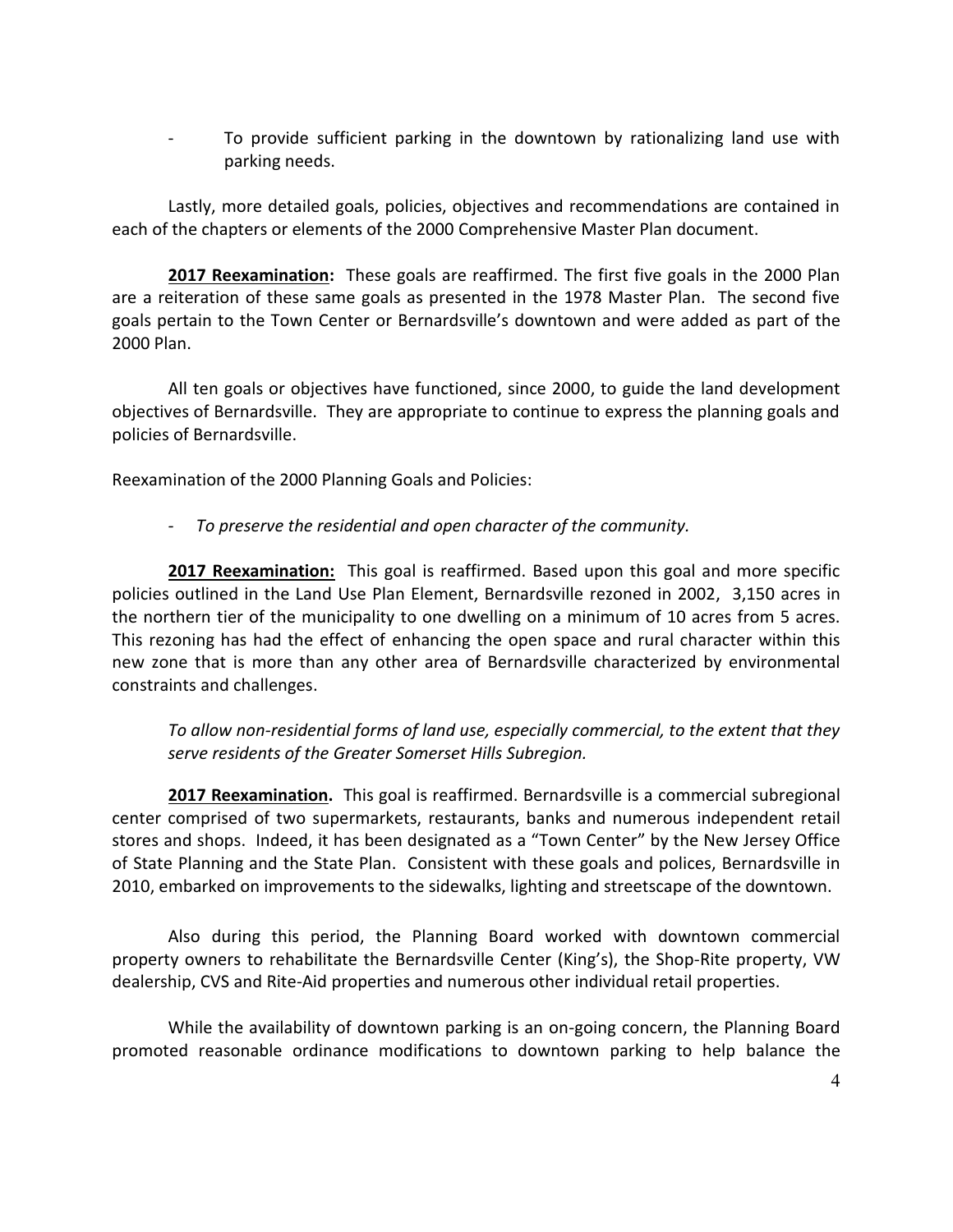- To provide sufficient parking in the downtown by rationalizing land use with parking needs.

Lastly, more detailed goals, policies, objectives and recommendations are contained in each of the chapters or elements of the 2000 Comprehensive Master Plan document.

**2017 Reexamination:** These goals are reaffirmed. The first five goals in the 2000 Plan are a reiteration of these same goals as presented in the 1978 Master Plan. The second five goals pertain to the Town Center or Bernardsville's downtown and were added as part of the 2000 Plan.

All ten goals or objectives have functioned, since 2000, to guide the land development objectives of Bernardsville. They are appropriate to continue to express the planning goals and policies of Bernardsville.

Reexamination of the 2000 Planning Goals and Policies:

- *To preserve the residential and open character of the community.*

**2017 Reexamination:** This goal is reaffirmed. Based upon this goal and more specific policies outlined in the Land Use Plan Element, Bernardsville rezoned in 2002, 3,150 acres in the northern tier of the municipality to one dwelling on a minimum of 10 acres from 5 acres. This rezoning has had the effect of enhancing the open space and rural character within this new zone that is more than any other area of Bernardsville characterized by environmental constraints and challenges.

*To allow non-residential forms of land use, especially commercial, to the extent that they serve residents of the Greater Somerset Hills Subregion.*

**2017 Reexamination.** This goal is reaffirmed. Bernardsville is a commercial subregional center comprised of two supermarkets, restaurants, banks and numerous independent retail stores and shops. Indeed, it has been designated as a "Town Center" by the New Jersey Office of State Planning and the State Plan. Consistent with these goals and polices, Bernardsville in 2010, embarked on improvements to the sidewalks, lighting and streetscape of the downtown.

Also during this period, the Planning Board worked with downtown commercial property owners to rehabilitate the Bernardsville Center (King's), the Shop-Rite property, VW dealership, CVS and Rite-Aid properties and numerous other individual retail properties.

While the availability of downtown parking is an on-going concern, the Planning Board promoted reasonable ordinance modifications to downtown parking to help balance the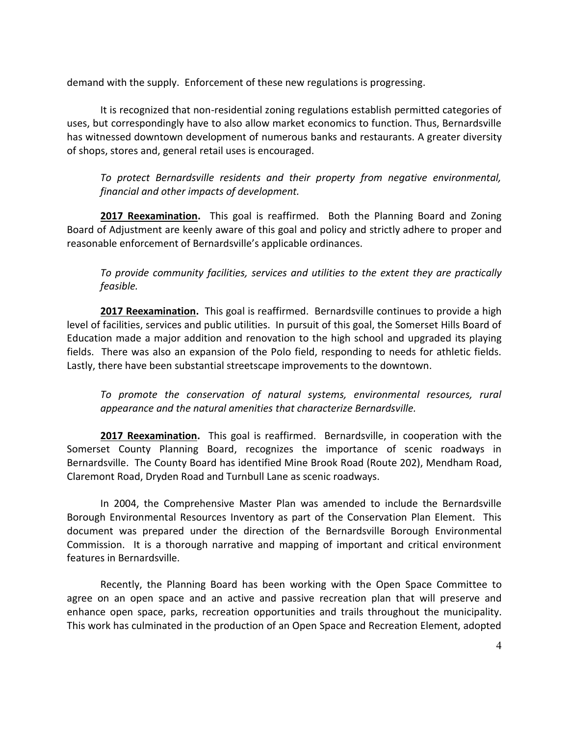demand with the supply. Enforcement of these new regulations is progressing.

It is recognized that non-residential zoning regulations establish permitted categories of uses, but correspondingly have to also allow market economics to function. Thus, Bernardsville has witnessed downtown development of numerous banks and restaurants. A greater diversity of shops, stores and, general retail uses is encouraged.

*To protect Bernardsville residents and their property from negative environmental, financial and other impacts of development.*

**2017 Reexamination.** This goal is reaffirmed. Both the Planning Board and Zoning Board of Adjustment are keenly aware of this goal and policy and strictly adhere to proper and reasonable enforcement of Bernardsville's applicable ordinances.

*To provide community facilities, services and utilities to the extent they are practically feasible.*

**2017 Reexamination.** This goal is reaffirmed. Bernardsville continues to provide a high level of facilities, services and public utilities. In pursuit of this goal, the Somerset Hills Board of Education made a major addition and renovation to the high school and upgraded its playing fields. There was also an expansion of the Polo field, responding to needs for athletic fields. Lastly, there have been substantial streetscape improvements to the downtown.

*To promote the conservation of natural systems, environmental resources, rural appearance and the natural amenities that characterize Bernardsville.*

**2017 Reexamination.** This goal is reaffirmed. Bernardsville, in cooperation with the Somerset County Planning Board, recognizes the importance of scenic roadways in Bernardsville. The County Board has identified Mine Brook Road (Route 202), Mendham Road, Claremont Road, Dryden Road and Turnbull Lane as scenic roadways.

In 2004, the Comprehensive Master Plan was amended to include the Bernardsville Borough Environmental Resources Inventory as part of the Conservation Plan Element. This document was prepared under the direction of the Bernardsville Borough Environmental Commission. It is a thorough narrative and mapping of important and critical environment features in Bernardsville.

Recently, the Planning Board has been working with the Open Space Committee to agree on an open space and an active and passive recreation plan that will preserve and enhance open space, parks, recreation opportunities and trails throughout the municipality. This work has culminated in the production of an Open Space and Recreation Element, adopted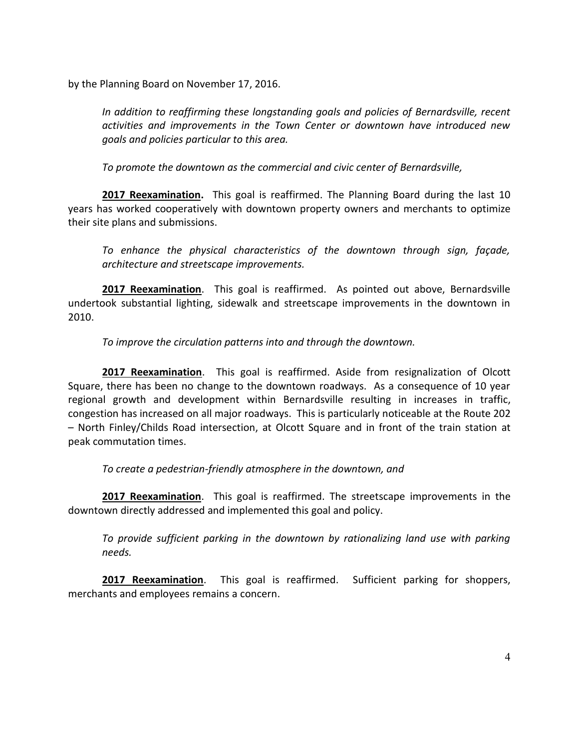by the Planning Board on November 17, 2016.

> *In addition to reaffirming these longstanding goals and policies of Bernardsville, recent activities and improvements in the Town Center or downtown have introduced new goals and policies particular to this area.*

> *To promote the downtown as the commercial and civic center of Bernardsville,*

**2017 Reexamination.** This goal is reaffirmed. The Planning Board during the last 10 years has worked cooperatively with downtown property owners and merchants to optimize their site plans and submissions.

> *To enhance the physical characteristics of the downtown through sign, façade, architecture and streetscape improvements.*

**2017 Reexamination**. This goal is reaffirmed. As pointed out above, Bernardsville undertook substantial lighting, sidewalk and streetscape improvements in the downtown in 2010.

> *To improve the circulation patterns into and through the downtown.*

**2017 Reexamination**. This goal is reaffirmed. Aside from resignalization of Olcott Square, there has been no change to the downtown roadways. As a consequence of 10 year regional growth and development within Bernardsville resulting in increases in traffic, congestion has increased on all major roadways. This is particularly noticeable at the Route 202 – North Finley/Childs Road intersection, at Olcott Square and in front of the train station at peak commutation times.

> *To create a pedestrian-friendly atmosphere in the downtown, and*

**2017 Reexamination**. This goal is reaffirmed. The streetscape improvements in the downtown directly addressed and implemented this goal and policy.

> *To provide sufficient parking in the downtown by rationalizing land use with parking needs.*

**2017 Reexamination**. This goal is reaffirmed. Sufficient parking for shoppers, merchants and employees remains a concern.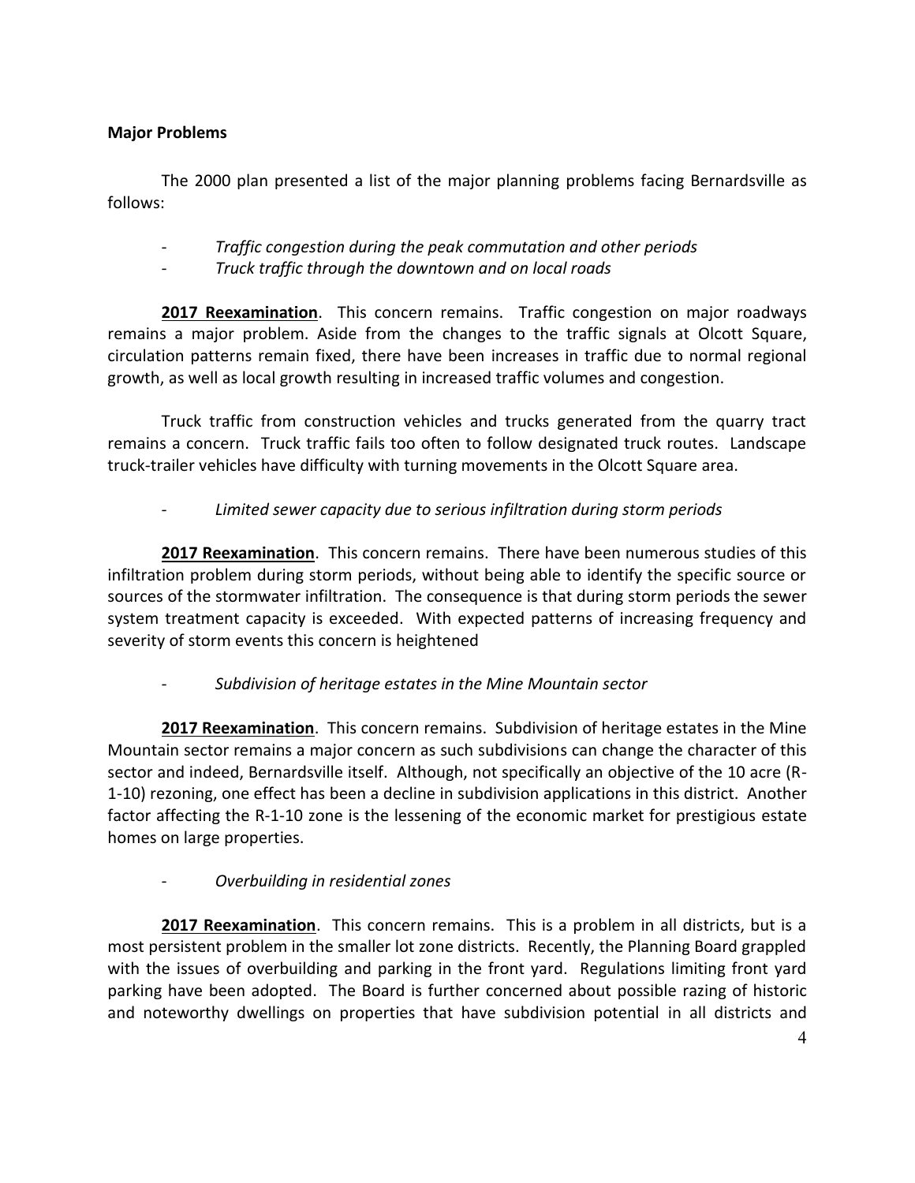**Major Problems**

The 2000 plan presented a list of the major planning problems facing Bernardsville as follows:

- *Traffic congestion during the peak commutation and other periods*
- *Truck traffic through the downtown and on local roads*

**2017 Reexamination**. This concern remains. Traffic congestion on major roadways remains a major problem. Aside from the changes to the traffic signals at Olcott Square, circulation patterns remain fixed, there have been increases in traffic due to normal regional growth, as well as local growth resulting in increased traffic volumes and congestion.

Truck traffic from construction vehicles and trucks generated from the quarry tract remains a concern. Truck traffic fails too often to follow designated truck routes. Landscape truck-trailer vehicles have difficulty with turning movements in the Olcott Square area.

- *Limited sewer capacity due to serious infiltration during storm periods*

**2017 Reexamination**. This concern remains. There have been numerous studies of this infiltration problem during storm periods, without being able to identify the specific source or sources of the stormwater infiltration. The consequence is that during storm periods the sewer system treatment capacity is exceeded. With expected patterns of increasing frequency and severity of storm events this concern is heightened

- *Subdivision of heritage estates in the Mine Mountain sector*

**2017 Reexamination**. This concern remains. Subdivision of heritage estates in the Mine Mountain sector remains a major concern as such subdivisions can change the character of this sector and indeed, Bernardsville itself. Although, not specifically an objective of the 10 acre (R-1-10) rezoning, one effect has been a decline in subdivision applications in this district. Another factor affecting the R-1-10 zone is the lessening of the economic market for prestigious estate homes on large properties.

- *Overbuilding in residential zones*

**2017 Reexamination**. This concern remains. This is a problem in all districts, but is a most persistent problem in the smaller lot zone districts. Recently, the Planning Board grappled with the issues of overbuilding and parking in the front yard. Regulations limiting front yard parking have been adopted. The Board is further concerned about possible razing of historic and noteworthy dwellings on properties that have subdivision potential in all districts and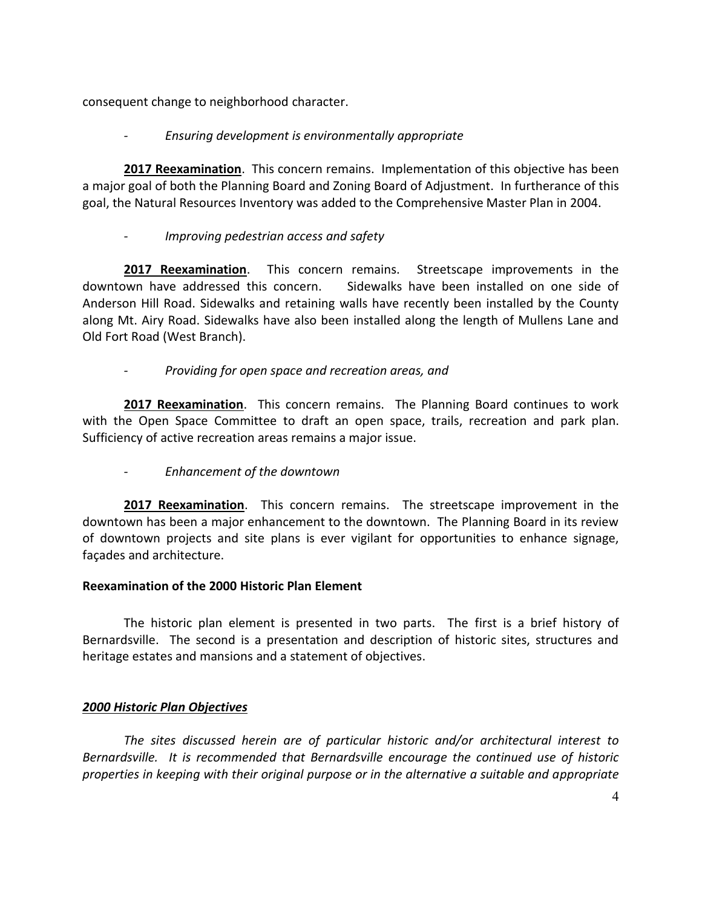consequent change to neighborhood character.

- *Ensuring development is environmentally appropriate*

**2017 Reexamination**. This concern remains. Implementation of this objective has been a major goal of both the Planning Board and Zoning Board of Adjustment. In furtherance of this goal, the Natural Resources Inventory was added to the Comprehensive Master Plan in 2004.

- *Improving pedestrian access and safety*

**2017 Reexamination**. This concern remains. Streetscape improvements in the downtown have addressed this concern. Sidewalks have been installed on one side of Anderson Hill Road. Sidewalks and retaining walls have recently been installed by the County along Mt. Airy Road. Sidewalks have also been installed along the length of Mullens Lane and Old Fort Road (West Branch).

- *Providing for open space and recreation areas, and*

**2017 Reexamination**. This concern remains. The Planning Board continues to work with the Open Space Committee to draft an open space, trails, recreation and park plan. Sufficiency of active recreation areas remains a major issue.

- *Enhancement of the downtown*

**2017 Reexamination**. This concern remains. The streetscape improvement in the downtown has been a major enhancement to the downtown. The Planning Board in its review of downtown projects and site plans is ever vigilant for opportunities to enhance signage, façades and architecture.

**Reexamination of the 2000 Historic Plan Element**

The historic plan element is presented in two parts. The first is a brief history of Bernardsville. The second is a presentation and description of historic sites, structures and heritage estates and mansions and a statement of objectives.

***2000 Historic Plan Objectives***

*The sites discussed herein are of particular historic and/or architectural interest to Bernardsville. It is recommended that Bernardsville encourage the continued use of historic properties in keeping with their original purpose or in the alternative a suitable and appropriate*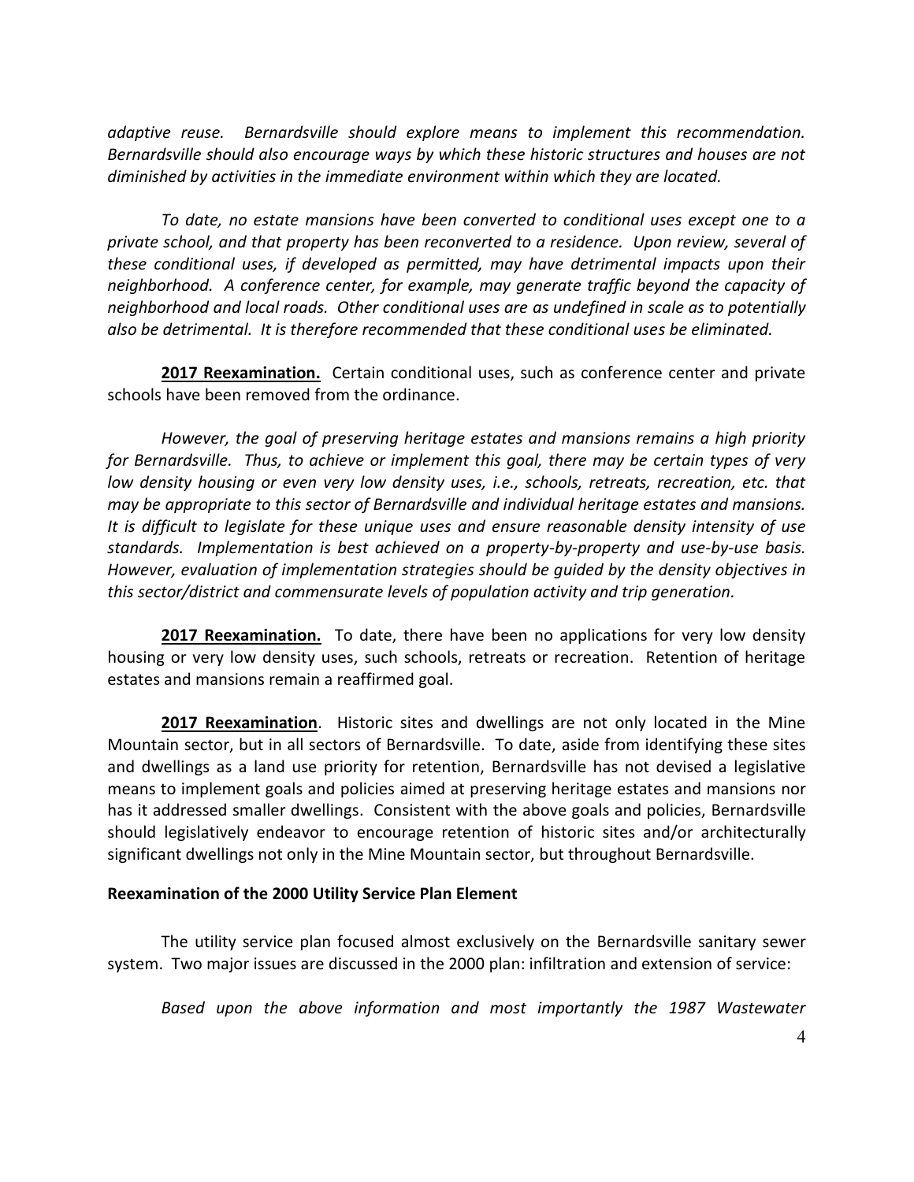*adaptive reuse. Bernardsville should explore means to implement this recommendation. Bernardsville should also encourage ways by which these historic structures and houses are not diminished by activities in the immediate environment within which they are located.*

*To date, no estate mansions have been converted to conditional uses except one to a private school, and that property has been reconverted to a residence. Upon review, several of these conditional uses, if developed as permitted, may have detrimental impacts upon their neighborhood. A conference center, for example, may generate traffic beyond the capacity of neighborhood and local roads. Other conditional uses are as undefined in scale as to potentially also be detrimental. It is therefore recommended that these conditional uses be eliminated.*

**2017 Reexamination.** Certain conditional uses, such as conference center and private schools have been removed from the ordinance.

*However, the goal of preserving heritage estates and mansions remains a high priority for Bernardsville. Thus, to achieve or implement this goal, there may be certain types of very low density housing or even very low density uses, i.e., schools, retreats, recreation, etc. that may be appropriate to this sector of Bernardsville and individual heritage estates and mansions. It is difficult to legislate for these unique uses and ensure reasonable density intensity of use standards. Implementation is best achieved on a property-by-property and use-by-use basis. However, evaluation of implementation strategies should be guided by the density objectives in this sector/district and commensurate levels of population activity and trip generation.*

**2017 Reexamination.** To date, there have been no applications for very low density housing or very low density uses, such schools, retreats or recreation. Retention of heritage estates and mansions remain a reaffirmed goal.

**2017 Reexamination**. Historic sites and dwellings are not only located in the Mine Mountain sector, but in all sectors of Bernardsville. To date, aside from identifying these sites and dwellings as a land use priority for retention, Bernardsville has not devised a legislative means to implement goals and policies aimed at preserving heritage estates and mansions nor has it addressed smaller dwellings. Consistent with the above goals and policies, Bernardsville should legislatively endeavor to encourage retention of historic sites and/or architecturally significant dwellings not only in the Mine Mountain sector, but throughout Bernardsville.

**Reexamination of the 2000 Utility Service Plan Element**

The utility service plan focused almost exclusively on the Bernardsville sanitary sewer system. Two major issues are discussed in the 2000 plan: infiltration and extension of service:

*Based upon the above information and most importantly the 1987 Wastewater*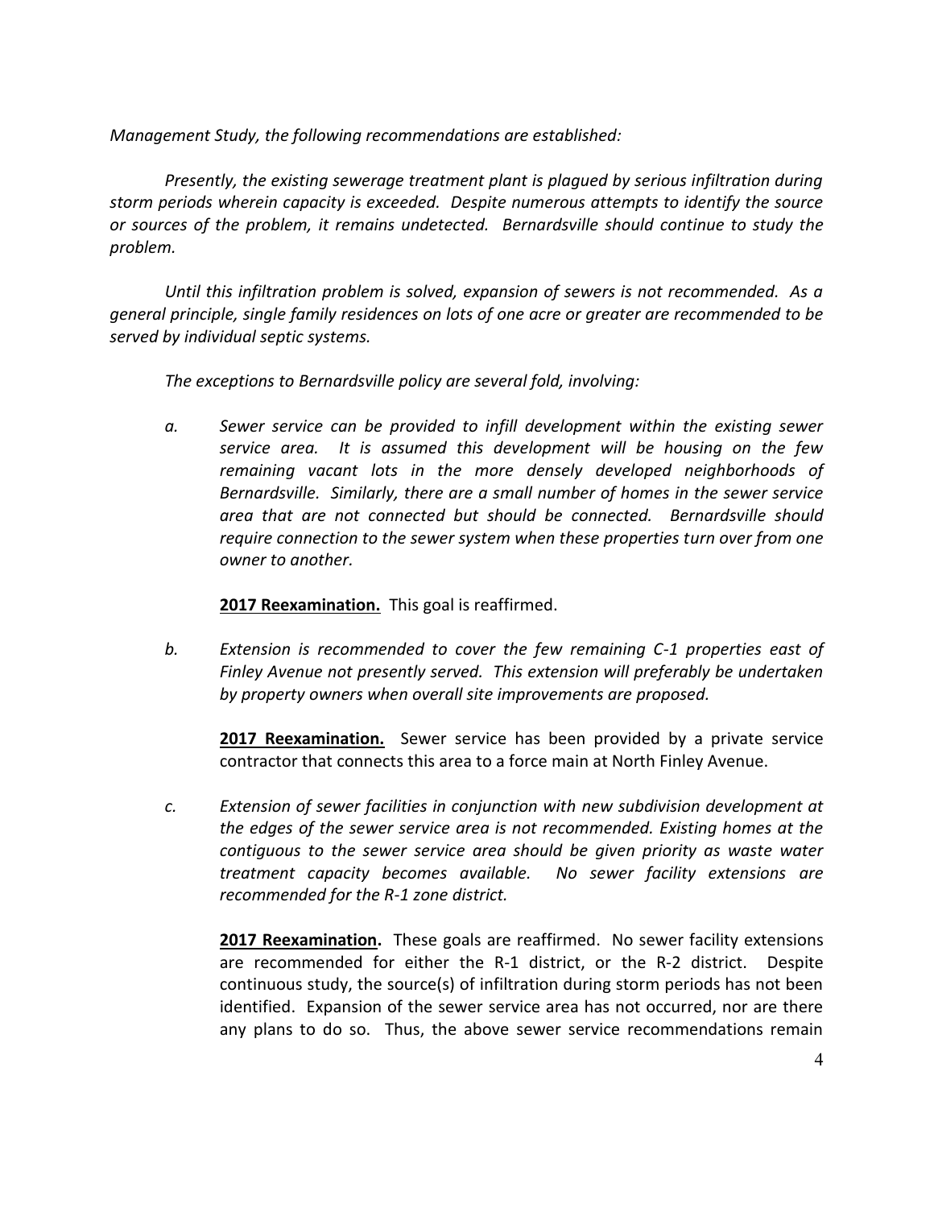*Management Study, the following recommendations are established:*

*Presently, the existing sewerage treatment plant is plagued by serious infiltration during storm periods wherein capacity is exceeded. Despite numerous attempts to identify the source or sources of the problem, it remains undetected. Bernardsville should continue to study the problem.*

*Until this infiltration problem is solved, expansion of sewers is not recommended. As a general principle, single family residences on lots of one acre or greater are recommended to be served by individual septic systems.*

*The exceptions to Bernardsville policy are several fold, involving:*

*a. Sewer service can be provided to infill development within the existing sewer service area. It is assumed this development will be housing on the few remaining vacant lots in the more densely developed neighborhoods of Bernardsville. Similarly, there are a small number of homes in the sewer service area that are not connected but should be connected. Bernardsville should require connection to the sewer system when these properties turn over from one owner to another.*

**2017 Reexamination.** This goal is reaffirmed.

*b. Extension is recommended to cover the few remaining C-1 properties east of Finley Avenue not presently served. This extension will preferably be undertaken by property owners when overall site improvements are proposed.*

**2017 Reexamination.** Sewer service has been provided by a private service contractor that connects this area to a force main at North Finley Avenue.

*c. Extension of sewer facilities in conjunction with new subdivision development at the edges of the sewer service area is not recommended. Existing homes at the contiguous to the sewer service area should be given priority as waste water treatment capacity becomes available. No sewer facility extensions are recommended for the R-1 zone district.*

**2017 Reexamination.** These goals are reaffirmed. No sewer facility extensions are recommended for either the R-1 district, or the R-2 district. Despite continuous study, the source(s) of infiltration during storm periods has not been identified. Expansion of the sewer service area has not occurred, nor are there any plans to do so. Thus, the above sewer service recommendations remain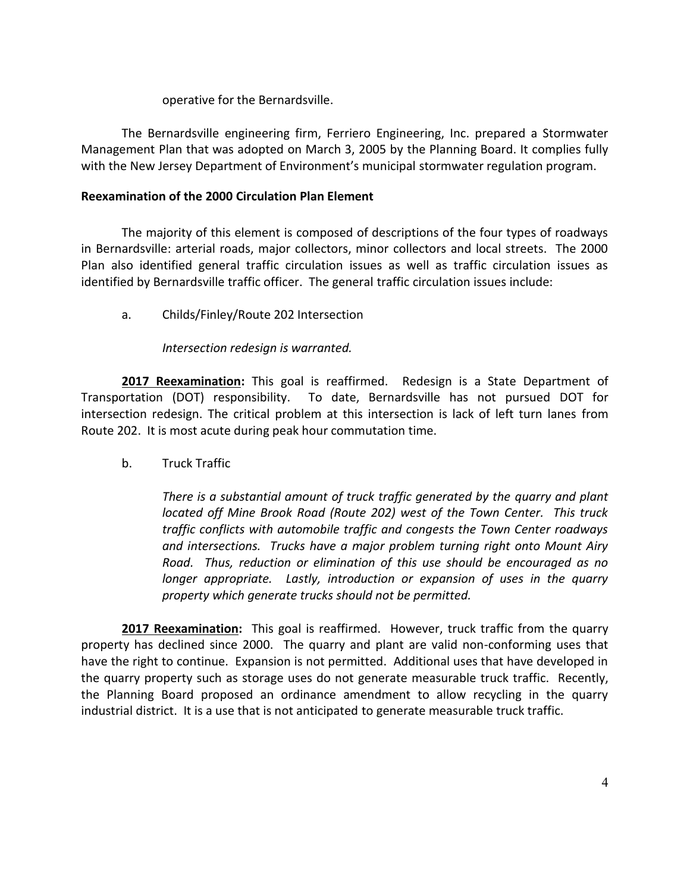operative for the Bernardsville.

The Bernardsville engineering firm, Ferriero Engineering, Inc. prepared a Stormwater Management Plan that was adopted on March 3, 2005 by the Planning Board. It complies fully with the New Jersey Department of Environment's municipal stormwater regulation program.

**Reexamination of the 2000 Circulation Plan Element**

The majority of this element is composed of descriptions of the four types of roadways in Bernardsville: arterial roads, major collectors, minor collectors and local streets. The 2000 Plan also identified general traffic circulation issues as well as traffic circulation issues as identified by Bernardsville traffic officer. The general traffic circulation issues include:

a. Childs/Finley/Route 202 Intersection

*Intersection redesign is warranted.*

**2017 Reexamination:** This goal is reaffirmed. Redesign is a State Department of Transportation (DOT) responsibility. To date, Bernardsville has not pursued DOT for intersection redesign. The critical problem at this intersection is lack of left turn lanes from Route 202. It is most acute during peak hour commutation time.

b. Truck Traffic

*There is a substantial amount of truck traffic generated by the quarry and plant located off Mine Brook Road (Route 202) west of the Town Center. This truck traffic conflicts with automobile traffic and congests the Town Center roadways and intersections. Trucks have a major problem turning right onto Mount Airy Road. Thus, reduction or elimination of this use should be encouraged as no longer appropriate. Lastly, introduction or expansion of uses in the quarry property which generate trucks should not be permitted.*

**2017 Reexamination:** This goal is reaffirmed. However, truck traffic from the quarry property has declined since 2000. The quarry and plant are valid non-conforming uses that have the right to continue. Expansion is not permitted. Additional uses that have developed in the quarry property such as storage uses do not generate measurable truck traffic. Recently, the Planning Board proposed an ordinance amendment to allow recycling in the quarry industrial district. It is a use that is not anticipated to generate measurable truck traffic.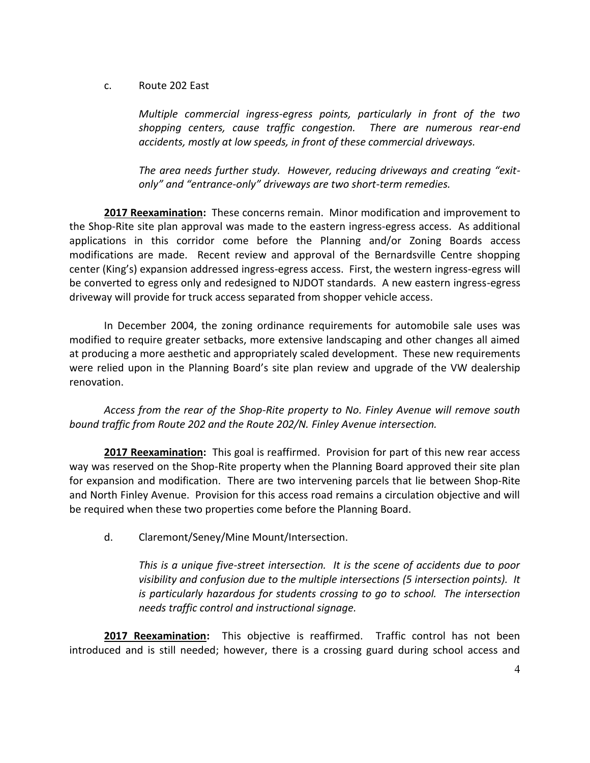c. Route 202 East

> *Multiple commercial ingress-egress points, particularly in front of the two shopping centers, cause traffic congestion. There are numerous rear-end accidents, mostly at low speeds, in front of these commercial driveways.*
>
> *The area needs further study. However, reducing driveways and creating "exit-only" and "entrance-only" driveways are two short-term remedies.*

**2017 Reexamination:** These concerns remain. Minor modification and improvement to the Shop-Rite site plan approval was made to the eastern ingress-egress access. As additional applications in this corridor come before the Planning and/or Zoning Boards access modifications are made. Recent review and approval of the Bernardsville Centre shopping center (King's) expansion addressed ingress-egress access. First, the western ingress-egress will be converted to egress only and redesigned to NJDOT standards. A new eastern ingress-egress driveway will provide for truck access separated from shopper vehicle access.

In December 2004, the zoning ordinance requirements for automobile sale uses was modified to require greater setbacks, more extensive landscaping and other changes all aimed at producing a more aesthetic and appropriately scaled development. These new requirements were relied upon in the Planning Board's site plan review and upgrade of the VW dealership renovation.

*Access from the rear of the Shop-Rite property to No. Finley Avenue will remove south bound traffic from Route 202 and the Route 202/N. Finley Avenue intersection.*

**2017 Reexamination:** This goal is reaffirmed. Provision for part of this new rear access way was reserved on the Shop-Rite property when the Planning Board approved their site plan for expansion and modification. There are two intervening parcels that lie between Shop-Rite and North Finley Avenue. Provision for this access road remains a circulation objective and will be required when these two properties come before the Planning Board.

d. Claremont/Seney/Mine Mount/Intersection.

> *This is a unique five-street intersection. It is the scene of accidents due to poor visibility and confusion due to the multiple intersections (5 intersection points). It is particularly hazardous for students crossing to go to school. The intersection needs traffic control and instructional signage.*

**2017 Reexamination:** This objective is reaffirmed. Traffic control has not been introduced and is still needed; however, there is a crossing guard during school access and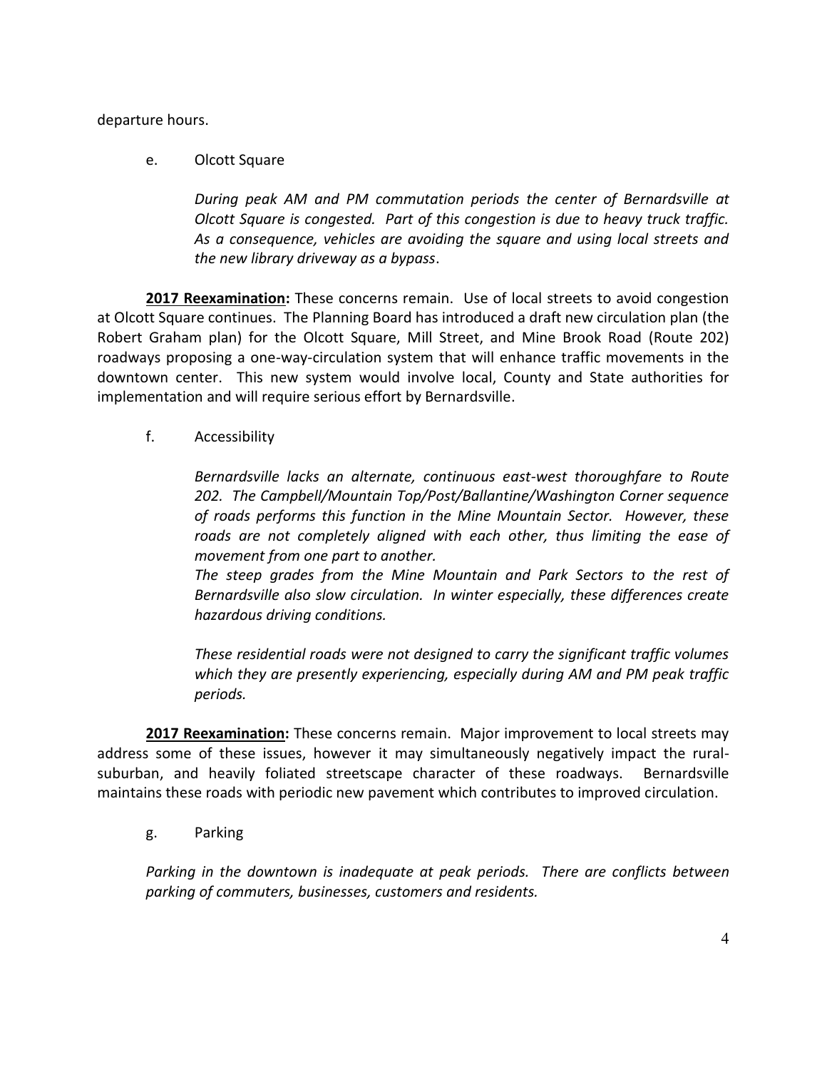departure hours.

e. Olcott Square

*During peak AM and PM commutation periods the center of Bernardsville at Olcott Square is congested. Part of this congestion is due to heavy truck traffic. As a consequence, vehicles are avoiding the square and using local streets and the new library driveway as a bypass*.

**2017 Reexamination:** These concerns remain. Use of local streets to avoid congestion at Olcott Square continues. The Planning Board has introduced a draft new circulation plan (the Robert Graham plan) for the Olcott Square, Mill Street, and Mine Brook Road (Route 202) roadways proposing a one-way-circulation system that will enhance traffic movements in the downtown center. This new system would involve local, County and State authorities for implementation and will require serious effort by Bernardsville.

f. Accessibility

*Bernardsville lacks an alternate, continuous east-west thoroughfare to Route 202. The Campbell/Mountain Top/Post/Ballantine/Washington Corner sequence of roads performs this function in the Mine Mountain Sector. However, these roads are not completely aligned with each other, thus limiting the ease of movement from one part to another.*

*The steep grades from the Mine Mountain and Park Sectors to the rest of Bernardsville also slow circulation. In winter especially, these differences create hazardous driving conditions.*

*These residential roads were not designed to carry the significant traffic volumes which they are presently experiencing, especially during AM and PM peak traffic periods.*

**2017 Reexamination:** These concerns remain. Major improvement to local streets may address some of these issues, however it may simultaneously negatively impact the rural-suburban, and heavily foliated streetscape character of these roadways. Bernardsville maintains these roads with periodic new pavement which contributes to improved circulation.

g. Parking

*Parking in the downtown is inadequate at peak periods. There are conflicts between parking of commuters, businesses, customers and residents.*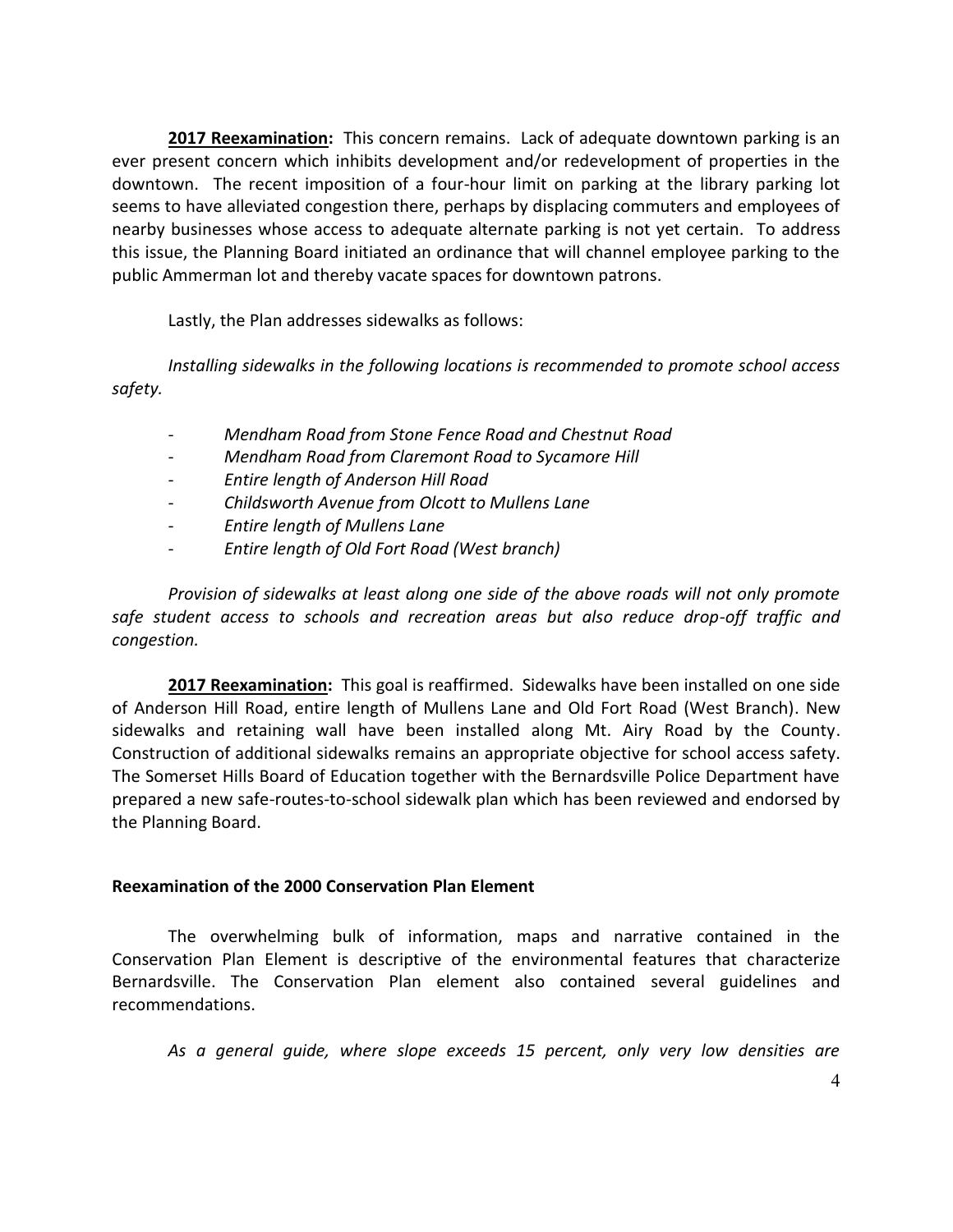**2017 Reexamination:** This concern remains. Lack of adequate downtown parking is an ever present concern which inhibits development and/or redevelopment of properties in the downtown. The recent imposition of a four-hour limit on parking at the library parking lot seems to have alleviated congestion there, perhaps by displacing commuters and employees of nearby businesses whose access to adequate alternate parking is not yet certain. To address this issue, the Planning Board initiated an ordinance that will channel employee parking to the public Ammerman lot and thereby vacate spaces for downtown patrons.

Lastly, the Plan addresses sidewalks as follows:

*Installing sidewalks in the following locations is recommended to promote school access safety.*

- *Mendham Road from Stone Fence Road and Chestnut Road*
- *Mendham Road from Claremont Road to Sycamore Hill*
- *Entire length of Anderson Hill Road*
- *Childsworth Avenue from Olcott to Mullens Lane*
- *Entire length of Mullens Lane*
- *Entire length of Old Fort Road (West branch)*

*Provision of sidewalks at least along one side of the above roads will not only promote safe student access to schools and recreation areas but also reduce drop-off traffic and congestion.*

**2017 Reexamination:** This goal is reaffirmed. Sidewalks have been installed on one side of Anderson Hill Road, entire length of Mullens Lane and Old Fort Road (West Branch). New sidewalks and retaining wall have been installed along Mt. Airy Road by the County. Construction of additional sidewalks remains an appropriate objective for school access safety. The Somerset Hills Board of Education together with the Bernardsville Police Department have prepared a new safe-routes-to-school sidewalk plan which has been reviewed and endorsed by the Planning Board.

### Reexamination of the 2000 Conservation Plan Element

The overwhelming bulk of information, maps and narrative contained in the Conservation Plan Element is descriptive of the environmental features that characterize Bernardsville. The Conservation Plan element also contained several guidelines and recommendations.

*As a general guide, where slope exceeds 15 percent, only very low densities are*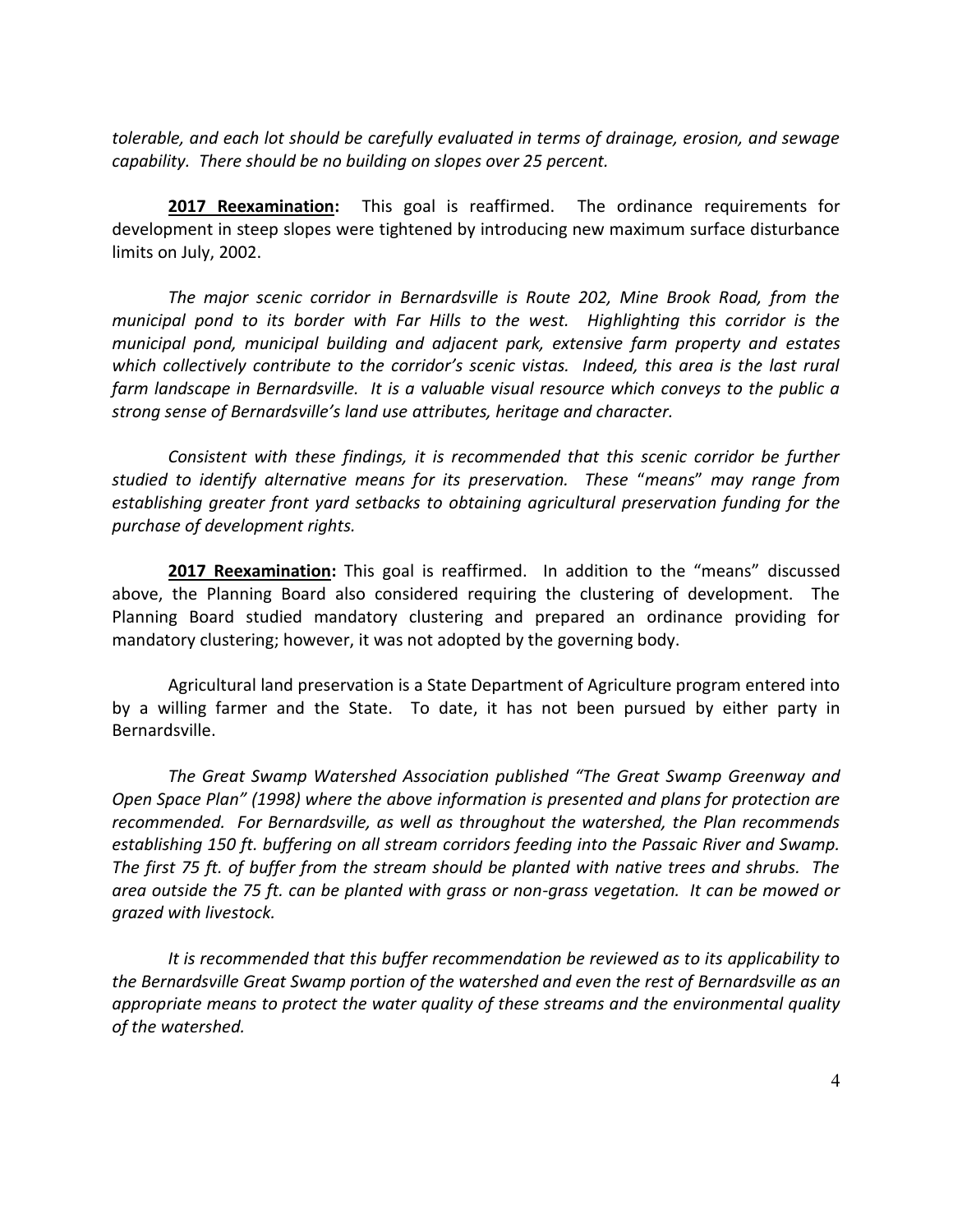*tolerable, and each lot should be carefully evaluated in terms of drainage, erosion, and sewage capability. There should be no building on slopes over 25 percent.*

**2017 Reexamination:** This goal is reaffirmed. The ordinance requirements for development in steep slopes were tightened by introducing new maximum surface disturbance limits on July, 2002.

*The major scenic corridor in Bernardsville is Route 202, Mine Brook Road, from the municipal pond to its border with Far Hills to the west. Highlighting this corridor is the municipal pond, municipal building and adjacent park, extensive farm property and estates which collectively contribute to the corridor's scenic vistas. Indeed, this area is the last rural farm landscape in Bernardsville. It is a valuable visual resource which conveys to the public a strong sense of Bernardsville's land use attributes, heritage and character.*

*Consistent with these findings, it is recommended that this scenic corridor be further studied to identify alternative means for its preservation. These "means" may range from establishing greater front yard setbacks to obtaining agricultural preservation funding for the purchase of development rights.*

**2017 Reexamination:** This goal is reaffirmed. In addition to the "means" discussed above, the Planning Board also considered requiring the clustering of development. The Planning Board studied mandatory clustering and prepared an ordinance providing for mandatory clustering; however, it was not adopted by the governing body.

Agricultural land preservation is a State Department of Agriculture program entered into by a willing farmer and the State. To date, it has not been pursued by either party in Bernardsville.

*The Great Swamp Watershed Association published "The Great Swamp Greenway and Open Space Plan" (1998) where the above information is presented and plans for protection are recommended. For Bernardsville, as well as throughout the watershed, the Plan recommends establishing 150 ft. buffering on all stream corridors feeding into the Passaic River and Swamp. The first 75 ft. of buffer from the stream should be planted with native trees and shrubs. The area outside the 75 ft. can be planted with grass or non-grass vegetation. It can be mowed or grazed with livestock.*

*It is recommended that this buffer recommendation be reviewed as to its applicability to the Bernardsville Great Swamp portion of the watershed and even the rest of Bernardsville as an appropriate means to protect the water quality of these streams and the environmental quality of the watershed.*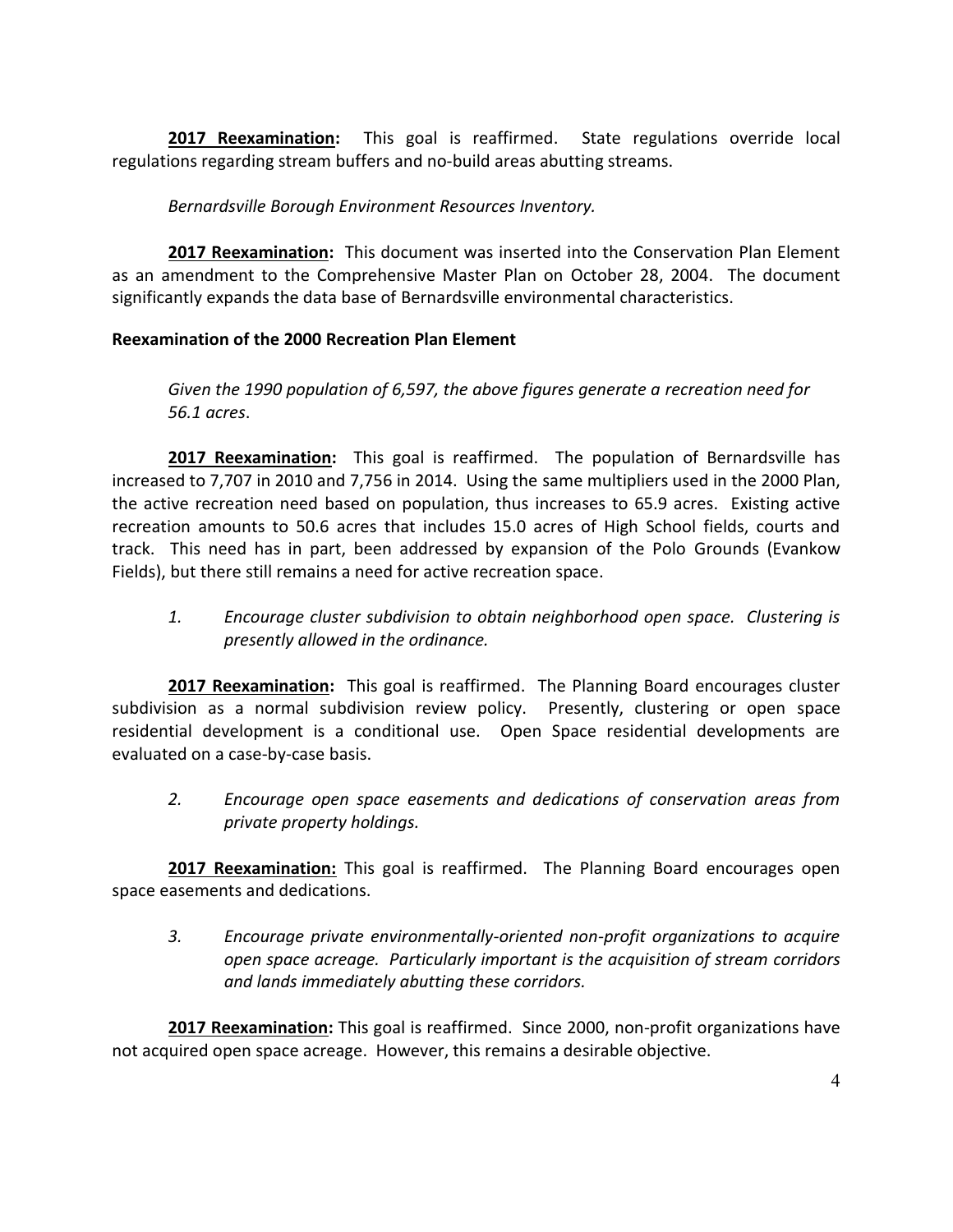**2017 Reexamination:** This goal is reaffirmed. State regulations override local regulations regarding stream buffers and no-build areas abutting streams.

*Bernardsville Borough Environment Resources Inventory.*

**2017 Reexamination:** This document was inserted into the Conservation Plan Element as an amendment to the Comprehensive Master Plan on October 28, 2004. The document significantly expands the data base of Bernardsville environmental characteristics.

**Reexamination of the 2000 Recreation Plan Element**

*Given the 1990 population of 6,597, the above figures generate a recreation need for 56.1 acres*.

**2017 Reexamination:** This goal is reaffirmed. The population of Bernardsville has increased to 7,707 in 2010 and 7,756 in 2014. Using the same multipliers used in the 2000 Plan, the active recreation need based on population, thus increases to 65.9 acres. Existing active recreation amounts to 50.6 acres that includes 15.0 acres of High School fields, courts and track. This need has in part, been addressed by expansion of the Polo Grounds (Evankow Fields), but there still remains a need for active recreation space.

1. *Encourage cluster subdivision to obtain neighborhood open space. Clustering is presently allowed in the ordinance.*

**2017 Reexamination:** This goal is reaffirmed. The Planning Board encourages cluster subdivision as a normal subdivision review policy. Presently, clustering or open space residential development is a conditional use. Open Space residential developments are evaluated on a case-by-case basis.

2. *Encourage open space easements and dedications of conservation areas from private property holdings.*

**2017 Reexamination:** This goal is reaffirmed. The Planning Board encourages open space easements and dedications.

3. *Encourage private environmentally-oriented non-profit organizations to acquire open space acreage. Particularly important is the acquisition of stream corridors and lands immediately abutting these corridors.*

**2017 Reexamination:** This goal is reaffirmed. Since 2000, non-profit organizations have not acquired open space acreage. However, this remains a desirable objective.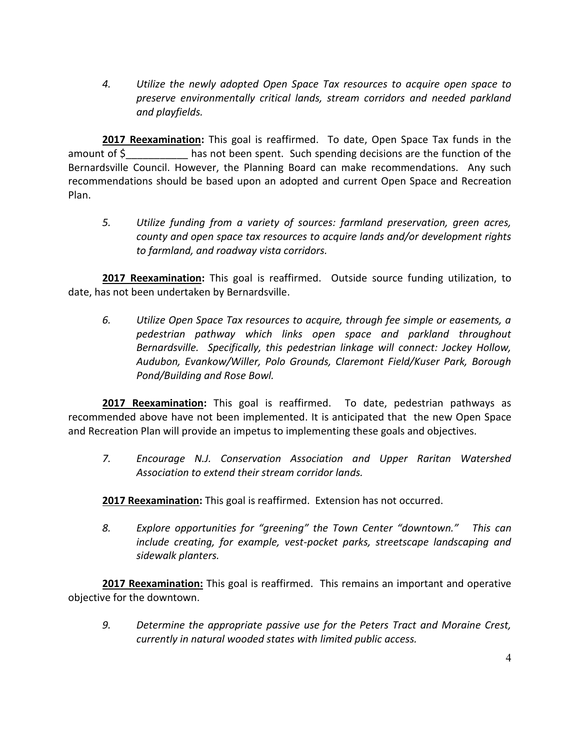4. *Utilize the newly adopted Open Space Tax resources to acquire open space to preserve environmentally critical lands, stream corridors and needed parkland and playfields.*

**2017 Reexamination:** This goal is reaffirmed. To date, Open Space Tax funds in the amount of $___________ has not been spent. Such spending decisions are the function of the Bernardsville Council. However, the Planning Board can make recommendations. Any such recommendations should be based upon an adopted and current Open Space and Recreation Plan.

5. *Utilize funding from a variety of sources: farmland preservation, green acres, county and open space tax resources to acquire lands and/or development rights to farmland, and roadway vista corridors.*

**2017 Reexamination:** This goal is reaffirmed. Outside source funding utilization, to date, has not been undertaken by Bernardsville.

6. *Utilize Open Space Tax resources to acquire, through fee simple or easements, a pedestrian pathway which links open space and parkland throughout Bernardsville. Specifically, this pedestrian linkage will connect: Jockey Hollow, Audubon, Evankow/Willer, Polo Grounds, Claremont Field/Kuser Park, Borough Pond/Building and Rose Bowl.*

**2017 Reexamination:** This goal is reaffirmed. To date, pedestrian pathways as recommended above have not been implemented. It is anticipated that the new Open Space and Recreation Plan will provide an impetus to implementing these goals and objectives.

7. *Encourage N.J. Conservation Association and Upper Raritan Watershed Association to extend their stream corridor lands.*

**2017 Reexamination:** This goal is reaffirmed. Extension has not occurred.

8. *Explore opportunities for "greening" the Town Center "downtown." This can include creating, for example, vest-pocket parks, streetscape landscaping and sidewalk planters.*

**2017 Reexamination:** This goal is reaffirmed. This remains an important and operative objective for the downtown.

9. *Determine the appropriate passive use for the Peters Tract and Moraine Crest, currently in natural wooded states with limited public access.*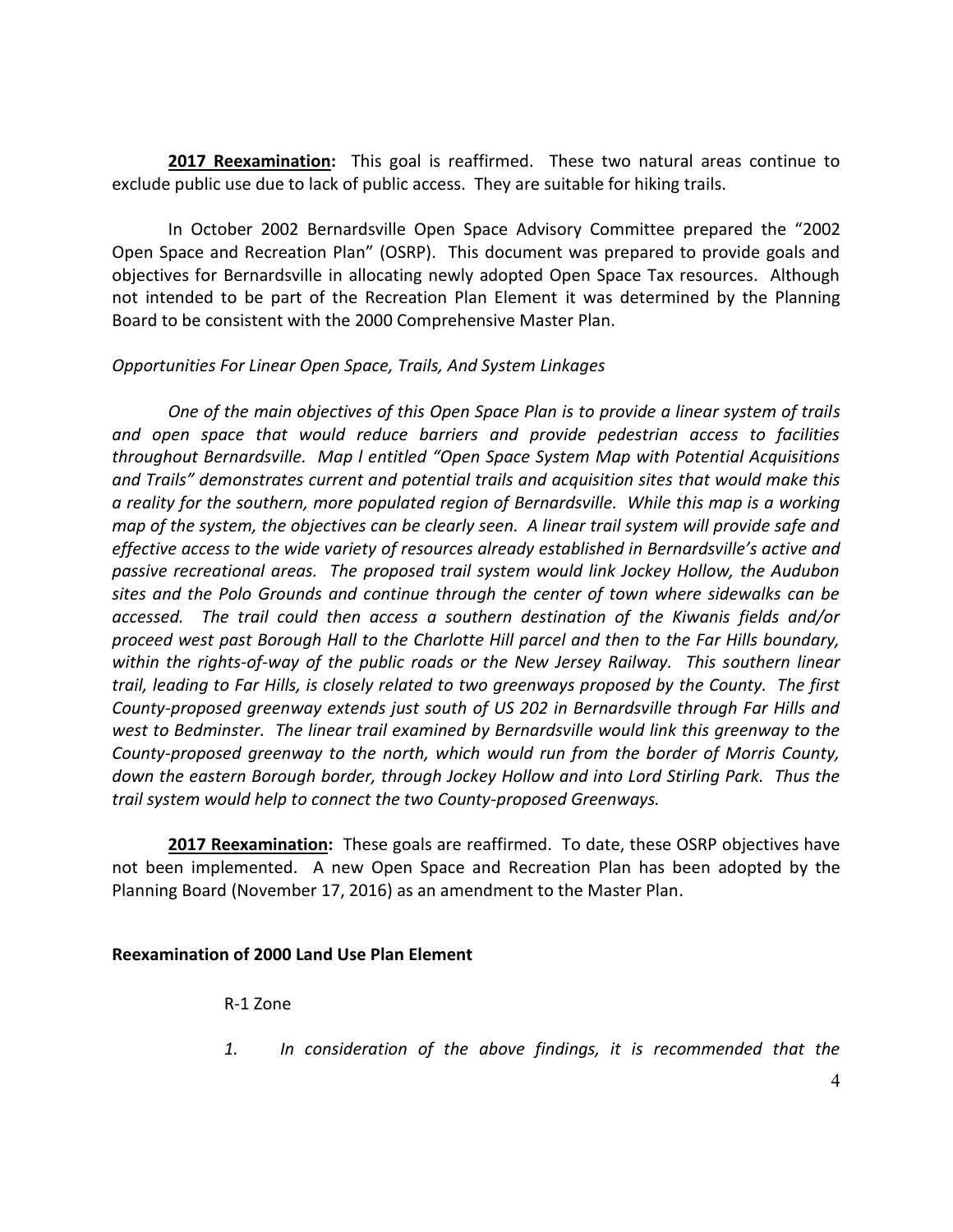**2017 Reexamination:** This goal is reaffirmed. These two natural areas continue to exclude public use due to lack of public access. They are suitable for hiking trails.

In October 2002 Bernardsville Open Space Advisory Committee prepared the "2002 Open Space and Recreation Plan" (OSRP). This document was prepared to provide goals and objectives for Bernardsville in allocating newly adopted Open Space Tax resources. Although not intended to be part of the Recreation Plan Element it was determined by the Planning Board to be consistent with the 2000 Comprehensive Master Plan.

*Opportunities For Linear Open Space, Trails, And System Linkages*

*One of the main objectives of this Open Space Plan is to provide a linear system of trails and open space that would reduce barriers and provide pedestrian access to facilities throughout Bernardsville. Map l entitled "Open Space System Map with Potential Acquisitions and Trails" demonstrates current and potential trails and acquisition sites that would make this a reality for the southern, more populated region of Bernardsville. While this map is a working map of the system, the objectives can be clearly seen. A linear trail system will provide safe and effective access to the wide variety of resources already established in Bernardsville's active and passive recreational areas. The proposed trail system would link Jockey Hollow, the Audubon sites and the Polo Grounds and continue through the center of town where sidewalks can be accessed. The trail could then access a southern destination of the Kiwanis fields and/or proceed west past Borough Hall to the Charlotte Hill parcel and then to the Far Hills boundary, within the rights-of-way of the public roads or the New Jersey Railway. This southern linear trail, leading to Far Hills, is closely related to two greenways proposed by the County. The first County-proposed greenway extends just south of US 202 in Bernardsville through Far Hills and west to Bedminster. The linear trail examined by Bernardsville would link this greenway to the County-proposed greenway to the north, which would run from the border of Morris County, down the eastern Borough border, through Jockey Hollow and into Lord Stirling Park. Thus the trail system would help to connect the two County-proposed Greenways.*

**2017 Reexamination:** These goals are reaffirmed. To date, these OSRP objectives have not been implemented. A new Open Space and Recreation Plan has been adopted by the Planning Board (November 17, 2016) as an amendment to the Master Plan.

**Reexamination of 2000 Land Use Plan Element**

R-1 Zone

*1. In consideration of the above findings, it is recommended that the*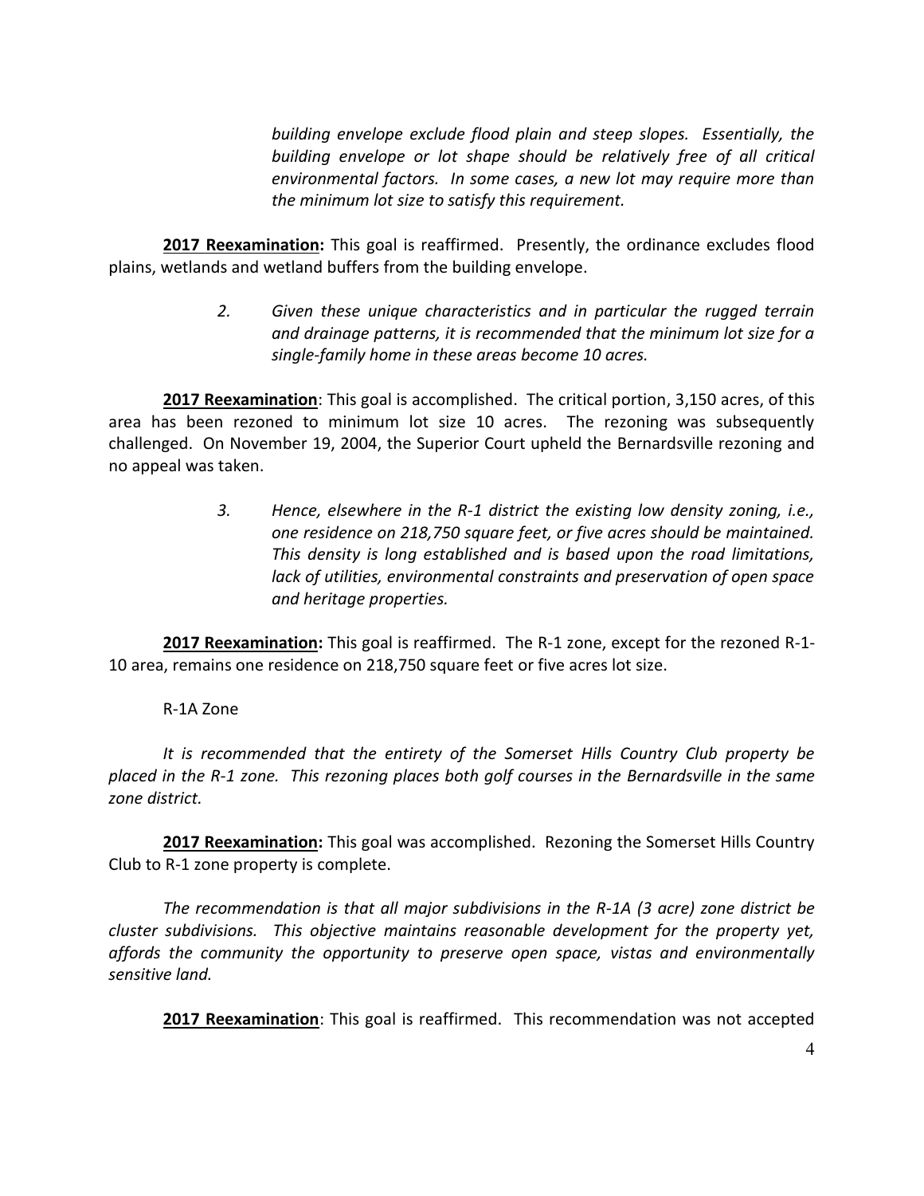*building envelope exclude flood plain and steep slopes. Essentially, the building envelope or lot shape should be relatively free of all critical environmental factors. In some cases, a new lot may require more than the minimum lot size to satisfy this requirement.*

**2017 Reexamination:** This goal is reaffirmed. Presently, the ordinance excludes flood plains, wetlands and wetland buffers from the building envelope.

> *2. Given these unique characteristics and in particular the rugged terrain and drainage patterns, it is recommended that the minimum lot size for a single-family home in these areas become 10 acres.*

**2017 Reexamination**: This goal is accomplished. The critical portion, 3,150 acres, of this area has been rezoned to minimum lot size 10 acres. The rezoning was subsequently challenged. On November 19, 2004, the Superior Court upheld the Bernardsville rezoning and no appeal was taken.

> *3. Hence, elsewhere in the R-1 district the existing low density zoning, i.e., one residence on 218,750 square feet, or five acres should be maintained. This density is long established and is based upon the road limitations, lack of utilities, environmental constraints and preservation of open space and heritage properties.*

**2017 Reexamination:** This goal is reaffirmed. The R-1 zone, except for the rezoned R-1-10 area, remains one residence on 218,750 square feet or five acres lot size.

R-1A Zone

*It is recommended that the entirety of the Somerset Hills Country Club property be placed in the R-1 zone. This rezoning places both golf courses in the Bernardsville in the same zone district.*

**2017 Reexamination:** This goal was accomplished. Rezoning the Somerset Hills Country Club to R-1 zone property is complete.

*The recommendation is that all major subdivisions in the R-1A (3 acre) zone district be cluster subdivisions. This objective maintains reasonable development for the property yet, affords the community the opportunity to preserve open space, vistas and environmentally sensitive land.*

**2017 Reexamination**: This goal is reaffirmed. This recommendation was not accepted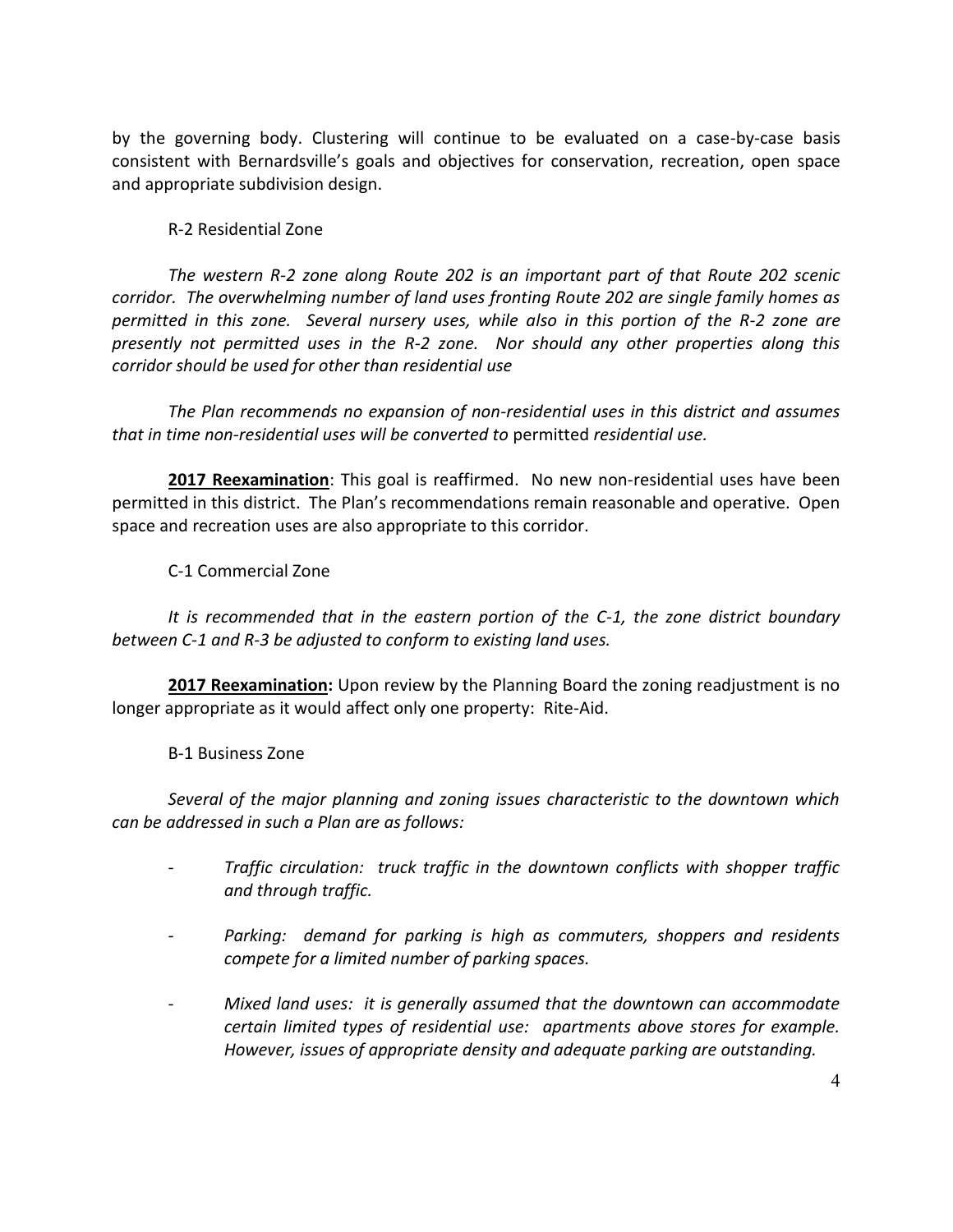by the governing body. Clustering will continue to be evaluated on a case-by-case basis consistent with Bernardsville's goals and objectives for conservation, recreation, open space and appropriate subdivision design.

R-2 Residential Zone

*The western R-2 zone along Route 202 is an important part of that Route 202 scenic corridor. The overwhelming number of land uses fronting Route 202 are single family homes as permitted in this zone. Several nursery uses, while also in this portion of the R-2 zone are presently not permitted uses in the R-2 zone. Nor should any other properties along this corridor should be used for other than residential use*

*The Plan recommends no expansion of non-residential uses in this district and assumes that in time non-residential uses will be converted to* permitted *residential use.*

**<u>2017 Reexamination</u>**: This goal is reaffirmed. No new non-residential uses have been permitted in this district. The Plan's recommendations remain reasonable and operative. Open space and recreation uses are also appropriate to this corridor.

C-1 Commercial Zone

*It is recommended that in the eastern portion of the C-1, the zone district boundary between C-1 and R-3 be adjusted to conform to existing land uses.*

**<u>2017 Reexamination:</u>** Upon review by the Planning Board the zoning readjustment is no longer appropriate as it would affect only one property: Rite-Aid.

B-1 Business Zone

*Several of the major planning and zoning issues characteristic to the downtown which can be addressed in such a Plan are as follows:*

- *Traffic circulation: truck traffic in the downtown conflicts with shopper traffic and through traffic.*
- *Parking: demand for parking is high as commuters, shoppers and residents compete for a limited number of parking spaces.*
- *Mixed land uses: it is generally assumed that the downtown can accommodate certain limited types of residential use: apartments above stores for example. However, issues of appropriate density and adequate parking are outstanding.*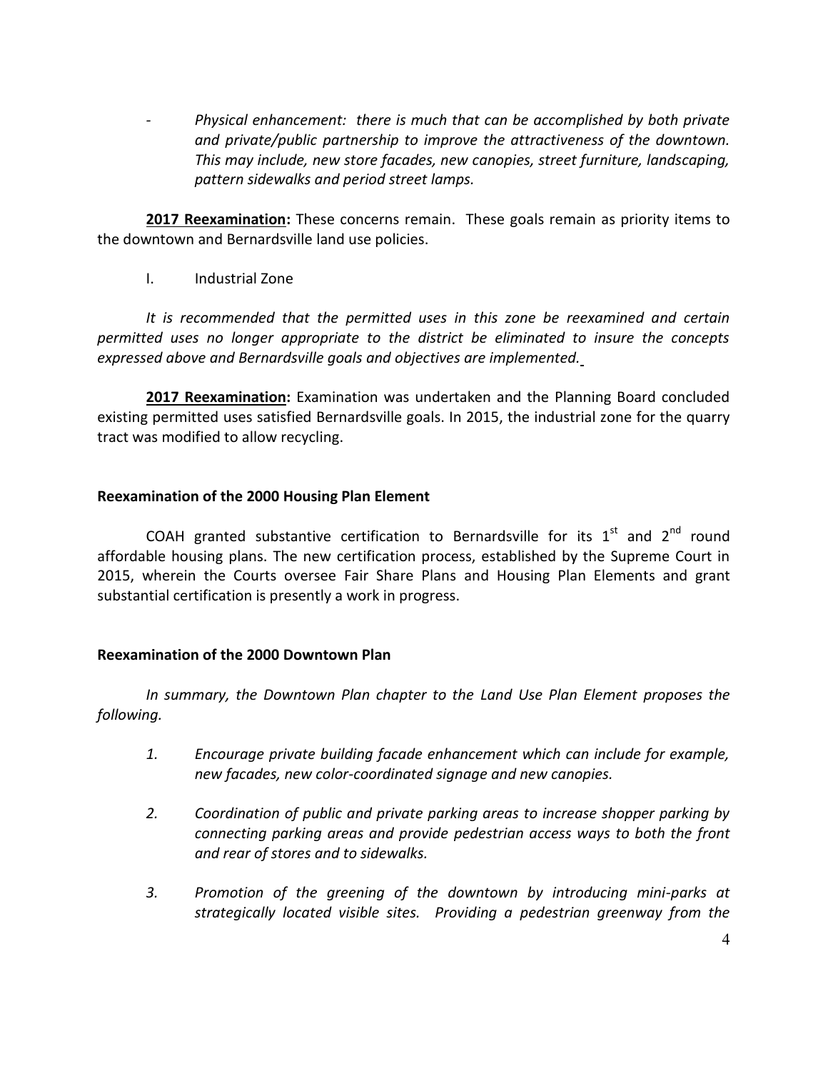- *Physical enhancement: there is much that can be accomplished by both private and private/public partnership to improve the attractiveness of the downtown. This may include, new store facades, new canopies, street furniture, landscaping, pattern sidewalks and period street lamps.*

**2017 Reexamination:** These concerns remain. These goals remain as priority items to the downtown and Bernardsville land use policies.

I. Industrial Zone

*It is recommended that the permitted uses in this zone be reexamined and certain permitted uses no longer appropriate to the district be eliminated to insure the concepts expressed above and Bernardsville goals and objectives are implemented.*

**2017 Reexamination:** Examination was undertaken and the Planning Board concluded existing permitted uses satisfied Bernardsville goals. In 2015, the industrial zone for the quarry tract was modified to allow recycling.

**Reexamination of the 2000 Housing Plan Element**

COAH granted substantive certification to Bernardsville for its 1st and 2nd round affordable housing plans. The new certification process, established by the Supreme Court in 2015, wherein the Courts oversee Fair Share Plans and Housing Plan Elements and grant substantial certification is presently a work in progress.

**Reexamination of the 2000 Downtown Plan**

*In summary, the Downtown Plan chapter to the Land Use Plan Element proposes the following.*

1. *Encourage private building facade enhancement which can include for example, new facades, new color-coordinated signage and new canopies.*

2. *Coordination of public and private parking areas to increase shopper parking by connecting parking areas and provide pedestrian access ways to both the front and rear of stores and to sidewalks.*

3. *Promotion of the greening of the downtown by introducing mini-parks at strategically located visible sites. Providing a pedestrian greenway from the*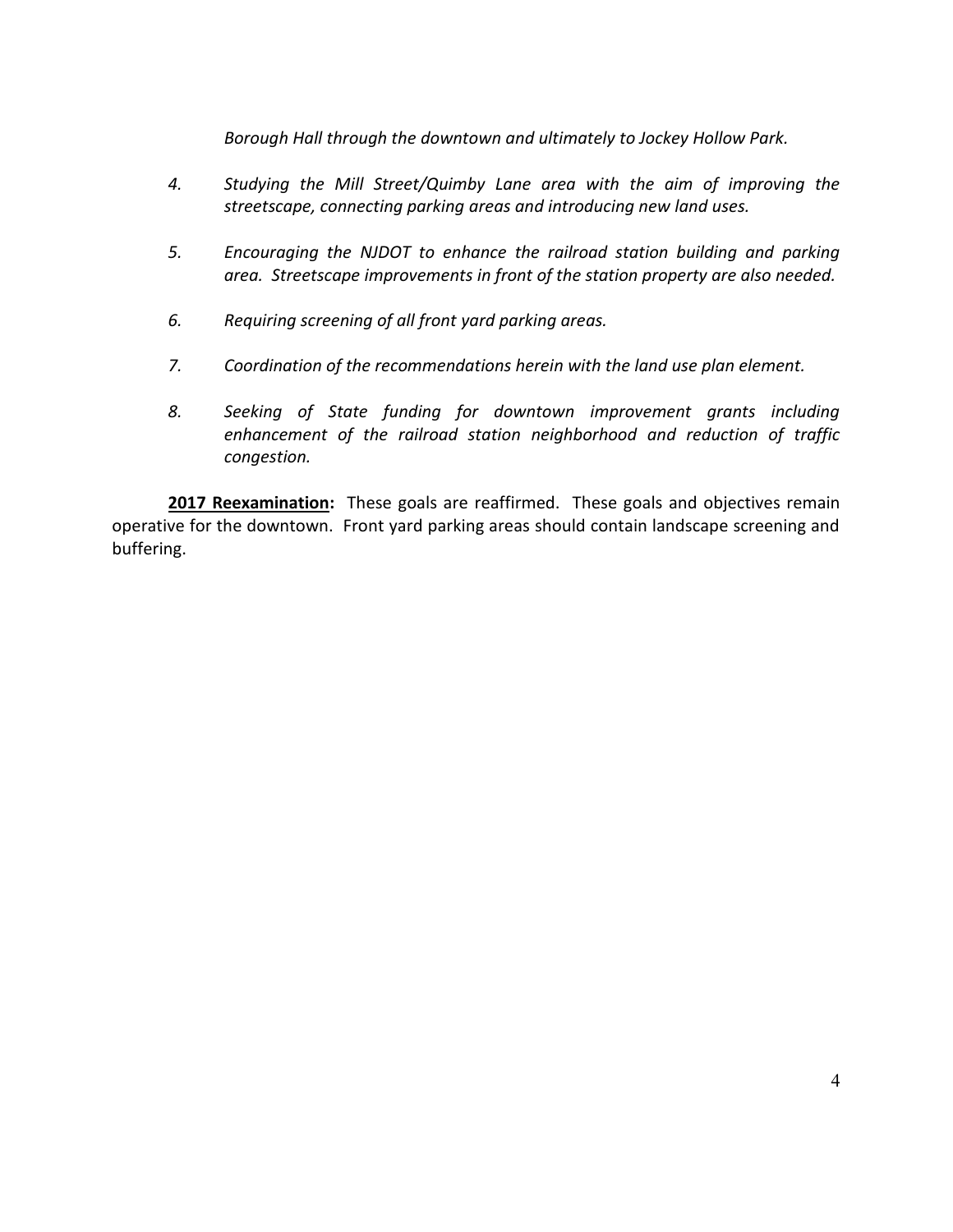*Borough Hall through the downtown and ultimately to Jockey Hollow Park.*

4. *Studying the Mill Street/Quimby Lane area with the aim of improving the streetscape, connecting parking areas and introducing new land uses.*

5. *Encouraging the NJDOT to enhance the railroad station building and parking area. Streetscape improvements in front of the station property are also needed.*

6. *Requiring screening of all front yard parking areas.*

7. *Coordination of the recommendations herein with the land use plan element.*

8. *Seeking of State funding for downtown improvement grants including enhancement of the railroad station neighborhood and reduction of traffic congestion.*

**2017 Reexamination:** These goals are reaffirmed. These goals and objectives remain operative for the downtown. Front yard parking areas should contain landscape screening and buffering.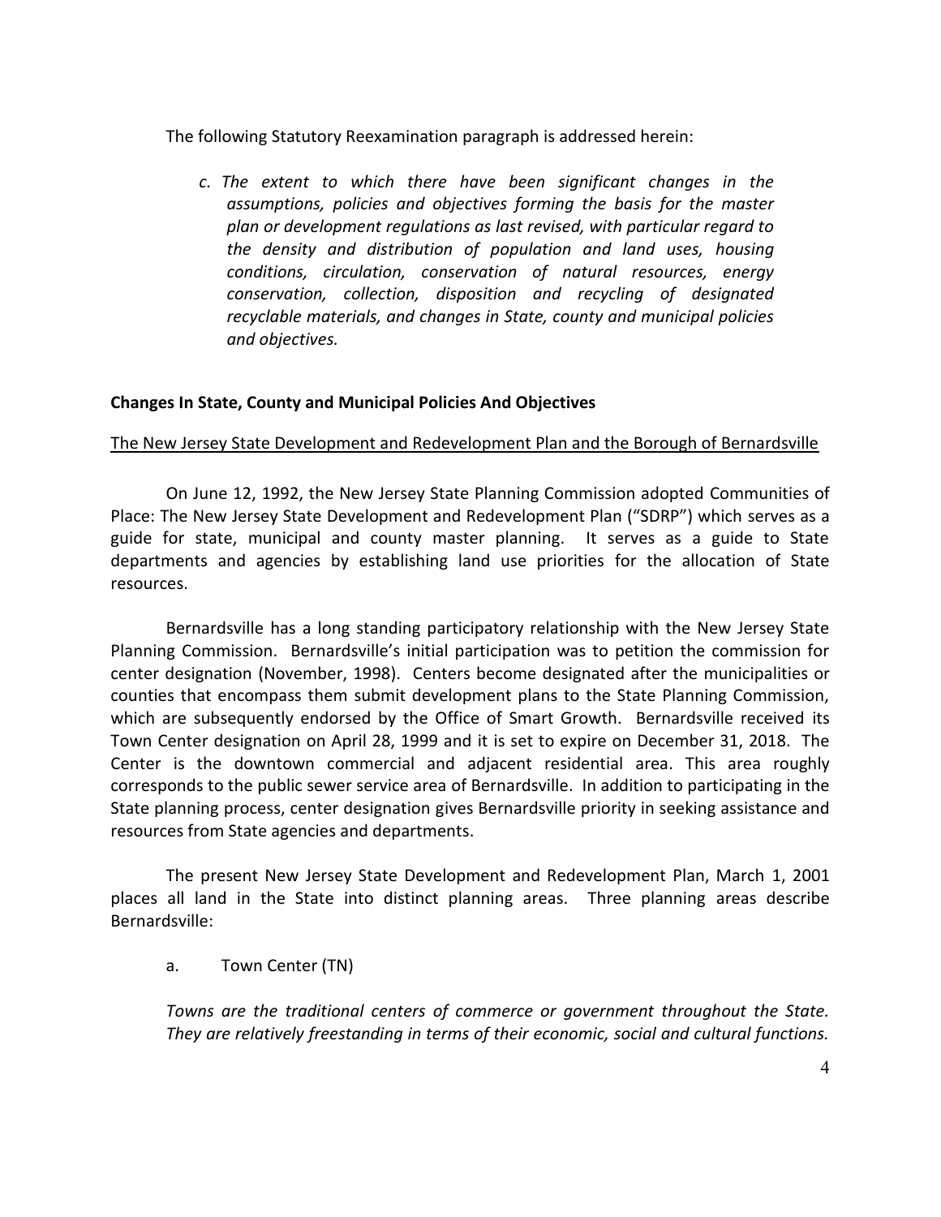The following Statutory Reexamination paragraph is addressed herein:

> *c. The extent to which there have been significant changes in the assumptions, policies and objectives forming the basis for the master plan or development regulations as last revised, with particular regard to the density and distribution of population and land uses, housing conditions, circulation, conservation of natural resources, energy conservation, collection, disposition and recycling of designated recyclable materials, and changes in State, county and municipal policies and objectives.*

**Changes In State, County and Municipal Policies And Objectives**

<u>The New Jersey State Development and Redevelopment Plan and the Borough of Bernardsville</u>

On June 12, 1992, the New Jersey State Planning Commission adopted Communities of Place: The New Jersey State Development and Redevelopment Plan ("SDRP") which serves as a guide for state, municipal and county master planning. It serves as a guide to State departments and agencies by establishing land use priorities for the allocation of State resources.

Bernardsville has a long standing participatory relationship with the New Jersey State Planning Commission. Bernardsville's initial participation was to petition the commission for center designation (November, 1998). Centers become designated after the municipalities or counties that encompass them submit development plans to the State Planning Commission, which are subsequently endorsed by the Office of Smart Growth. Bernardsville received its Town Center designation on April 28, 1999 and it is set to expire on December 31, 2018. The Center is the downtown commercial and adjacent residential area. This area roughly corresponds to the public sewer service area of Bernardsville. In addition to participating in the State planning process, center designation gives Bernardsville priority in seeking assistance and resources from State agencies and departments.

The present New Jersey State Development and Redevelopment Plan, March 1, 2001 places all land in the State into distinct planning areas. Three planning areas describe Bernardsville:

a. Town Center (TN)

*Towns are the traditional centers of commerce or government throughout the State. They are relatively freestanding in terms of their economic, social and cultural functions.*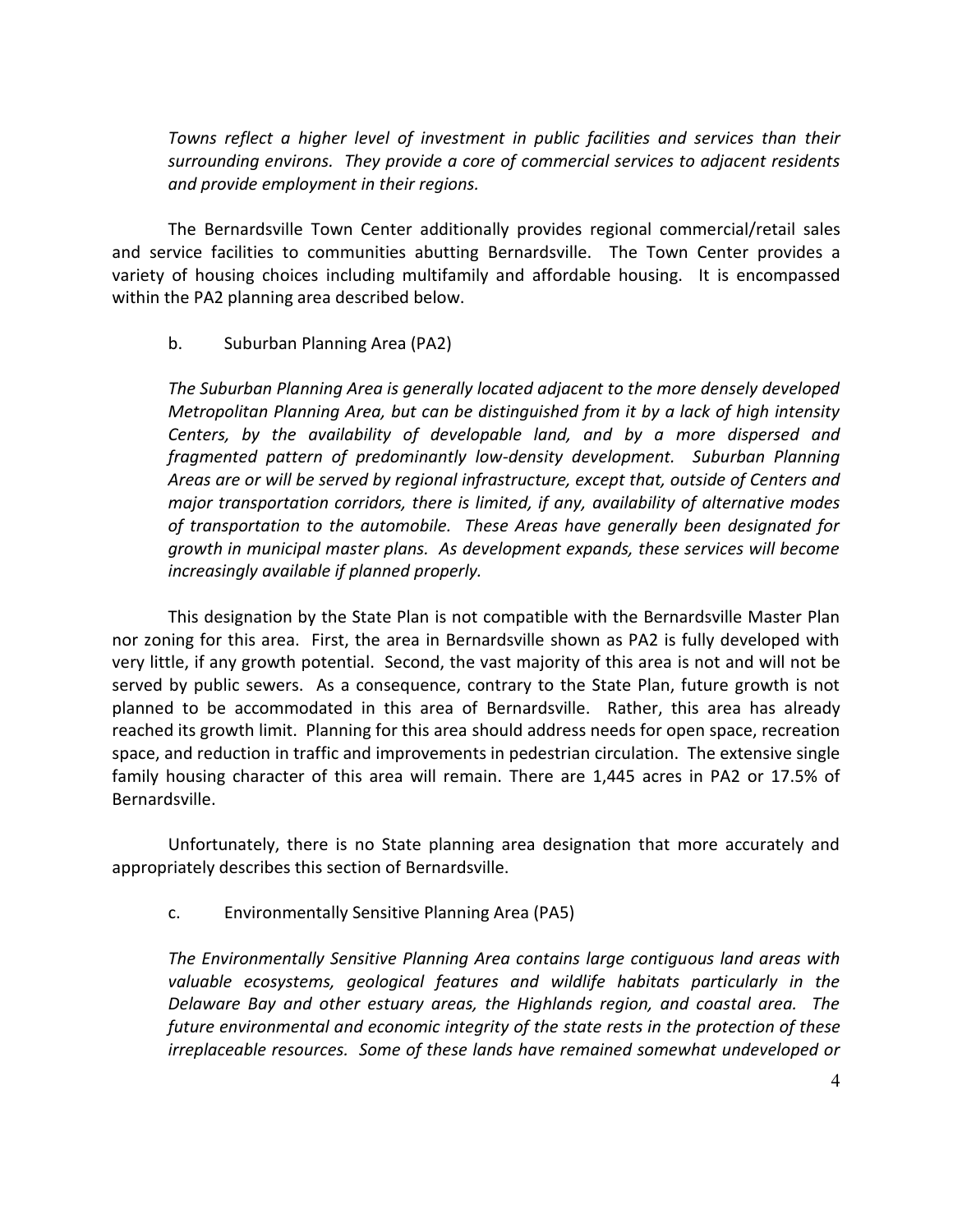*Towns reflect a higher level of investment in public facilities and services than their surrounding environs. They provide a core of commercial services to adjacent residents and provide employment in their regions.*

The Bernardsville Town Center additionally provides regional commercial/retail sales and service facilities to communities abutting Bernardsville. The Town Center provides a variety of housing choices including multifamily and affordable housing. It is encompassed within the PA2 planning area described below.

b. Suburban Planning Area (PA2)

*The Suburban Planning Area is generally located adjacent to the more densely developed Metropolitan Planning Area, but can be distinguished from it by a lack of high intensity Centers, by the availability of developable land, and by a more dispersed and fragmented pattern of predominantly low-density development. Suburban Planning Areas are or will be served by regional infrastructure, except that, outside of Centers and major transportation corridors, there is limited, if any, availability of alternative modes of transportation to the automobile. These Areas have generally been designated for growth in municipal master plans. As development expands, these services will become increasingly available if planned properly.*

This designation by the State Plan is not compatible with the Bernardsville Master Plan nor zoning for this area. First, the area in Bernardsville shown as PA2 is fully developed with very little, if any growth potential. Second, the vast majority of this area is not and will not be served by public sewers. As a consequence, contrary to the State Plan, future growth is not planned to be accommodated in this area of Bernardsville. Rather, this area has already reached its growth limit. Planning for this area should address needs for open space, recreation space, and reduction in traffic and improvements in pedestrian circulation. The extensive single family housing character of this area will remain. There are 1,445 acres in PA2 or 17.5% of Bernardsville.

Unfortunately, there is no State planning area designation that more accurately and appropriately describes this section of Bernardsville.

c. Environmentally Sensitive Planning Area (PA5)

*The Environmentally Sensitive Planning Area contains large contiguous land areas with valuable ecosystems, geological features and wildlife habitats particularly in the Delaware Bay and other estuary areas, the Highlands region, and coastal area. The future environmental and economic integrity of the state rests in the protection of these irreplaceable resources. Some of these lands have remained somewhat undeveloped or*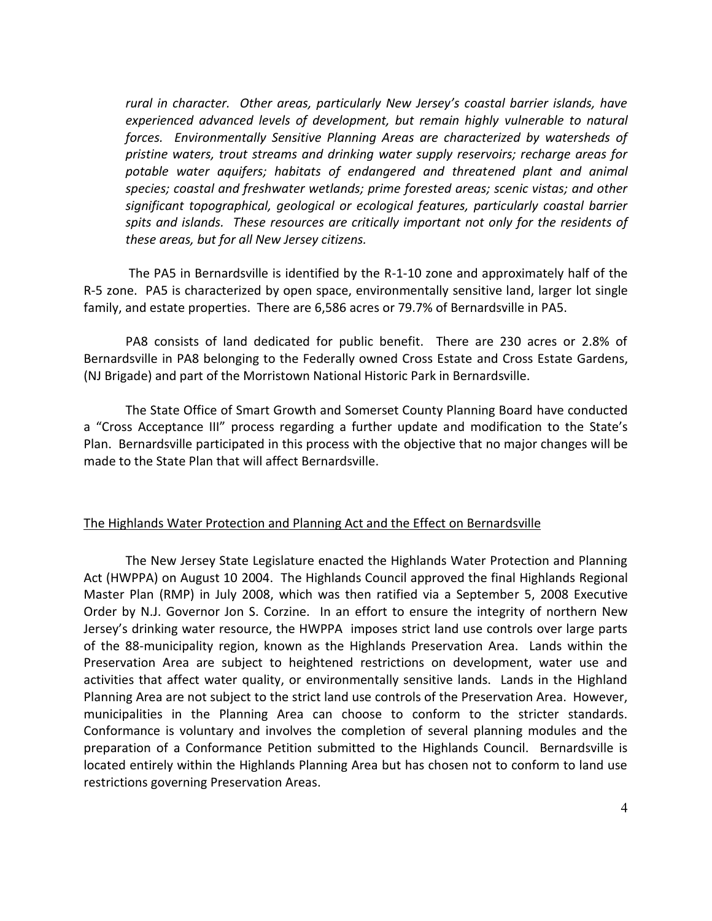*rural in character. Other areas, particularly New Jersey's coastal barrier islands, have experienced advanced levels of development, but remain highly vulnerable to natural forces. Environmentally Sensitive Planning Areas are characterized by watersheds of pristine waters, trout streams and drinking water supply reservoirs; recharge areas for potable water aquifers; habitats of endangered and threatened plant and animal species; coastal and freshwater wetlands; prime forested areas; scenic vistas; and other significant topographical, geological or ecological features, particularly coastal barrier spits and islands. These resources are critically important not only for the residents of these areas, but for all New Jersey citizens.*

The PA5 in Bernardsville is identified by the R-1-10 zone and approximately half of the R-5 zone. PA5 is characterized by open space, environmentally sensitive land, larger lot single family, and estate properties. There are 6,586 acres or 79.7% of Bernardsville in PA5.

PA8 consists of land dedicated for public benefit. There are 230 acres or 2.8% of Bernardsville in PA8 belonging to the Federally owned Cross Estate and Cross Estate Gardens, (NJ Brigade) and part of the Morristown National Historic Park in Bernardsville.

The State Office of Smart Growth and Somerset County Planning Board have conducted a "Cross Acceptance III" process regarding a further update and modification to the State's Plan. Bernardsville participated in this process with the objective that no major changes will be made to the State Plan that will affect Bernardsville.

## The Highlands Water Protection and Planning Act and the Effect on Bernardsville

The New Jersey State Legislature enacted the Highlands Water Protection and Planning Act (HWPPA) on August 10 2004. The Highlands Council approved the final Highlands Regional Master Plan (RMP) in July 2008, which was then ratified via a September 5, 2008 Executive Order by N.J. Governor Jon S. Corzine. In an effort to ensure the integrity of northern New Jersey's drinking water resource, the HWPPA imposes strict land use controls over large parts of the 88-municipality region, known as the Highlands Preservation Area. Lands within the Preservation Area are subject to heightened restrictions on development, water use and activities that affect water quality, or environmentally sensitive lands. Lands in the Highland Planning Area are not subject to the strict land use controls of the Preservation Area. However, municipalities in the Planning Area can choose to conform to the stricter standards. Conformance is voluntary and involves the completion of several planning modules and the preparation of a Conformance Petition submitted to the Highlands Council. Bernardsville is located entirely within the Highlands Planning Area but has chosen not to conform to land use restrictions governing Preservation Areas.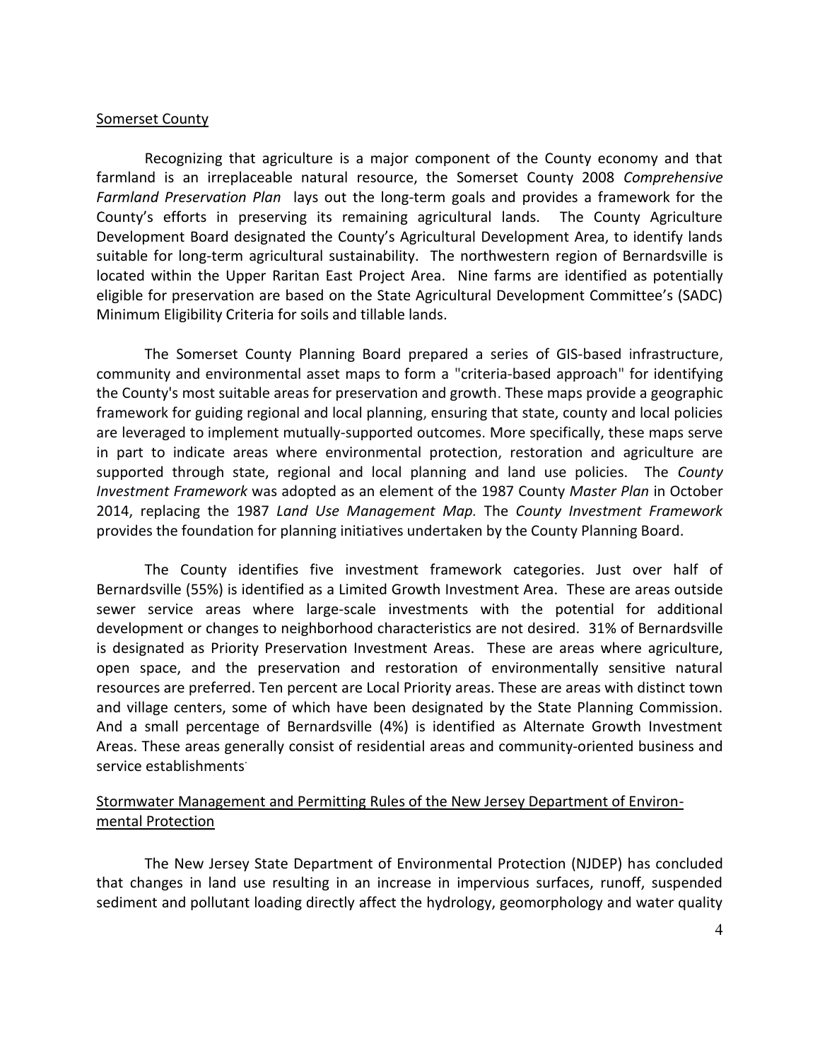Somerset County

Recognizing that agriculture is a major component of the County economy and that farmland is an irreplaceable natural resource, the Somerset County 2008 *Comprehensive Farmland Preservation Plan* lays out the long-term goals and provides a framework for the County's efforts in preserving its remaining agricultural lands. The County Agriculture Development Board designated the County's Agricultural Development Area, to identify lands suitable for long-term agricultural sustainability. The northwestern region of Bernardsville is located within the Upper Raritan East Project Area. Nine farms are identified as potentially eligible for preservation are based on the State Agricultural Development Committee's (SADC) Minimum Eligibility Criteria for soils and tillable lands.

The Somerset County Planning Board prepared a series of GIS-based infrastructure, community and environmental asset maps to form a "criteria-based approach" for identifying the County's most suitable areas for preservation and growth. These maps provide a geographic framework for guiding regional and local planning, ensuring that state, county and local policies are leveraged to implement mutually-supported outcomes. More specifically, these maps serve in part to indicate areas where environmental protection, restoration and agriculture are supported through state, regional and local planning and land use policies. The *County Investment Framework* was adopted as an element of the 1987 County *Master Plan* in October 2014, replacing the 1987 *Land Use Management Map.* The *County Investment Framework* provides the foundation for planning initiatives undertaken by the County Planning Board.

The County identifies five investment framework categories. Just over half of Bernardsville (55%) is identified as a Limited Growth Investment Area. These are areas outside sewer service areas where large-scale investments with the potential for additional development or changes to neighborhood characteristics are not desired. 31% of Bernardsville is designated as Priority Preservation Investment Areas. These are areas where agriculture, open space, and the preservation and restoration of environmentally sensitive natural resources are preferred. Ten percent are Local Priority areas. These are areas with distinct town and village centers, some of which have been designated by the State Planning Commission. And a small percentage of Bernardsville (4%) is identified as Alternate Growth Investment Areas. These areas generally consist of residential areas and community-oriented business and service establishments.

Stormwater Management and Permitting Rules of the New Jersey Department of Environmental Protection

The New Jersey State Department of Environmental Protection (NJDEP) has concluded that changes in land use resulting in an increase in impervious surfaces, runoff, suspended sediment and pollutant loading directly affect the hydrology, geomorphology and water quality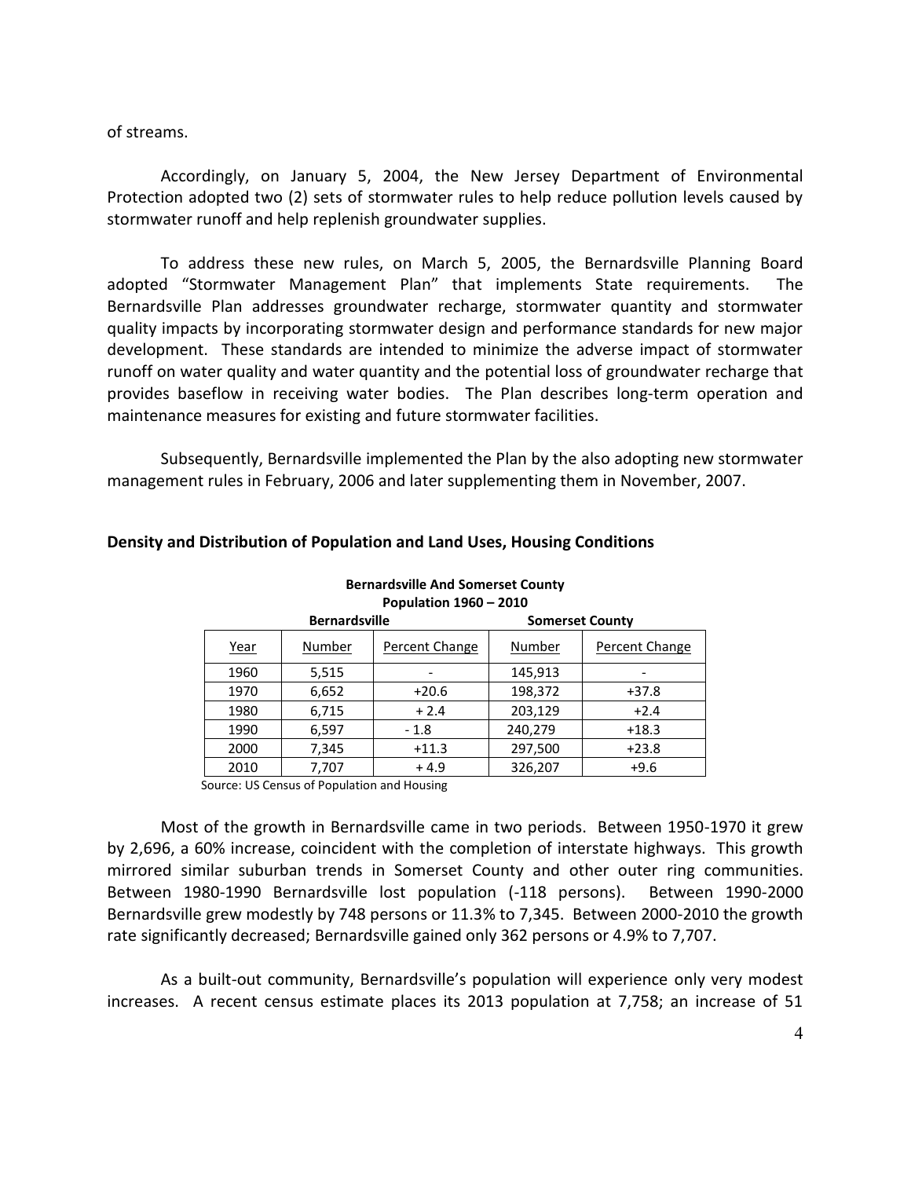of streams.

Accordingly, on January 5, 2004, the New Jersey Department of Environmental Protection adopted two (2) sets of stormwater rules to help reduce pollution levels caused by stormwater runoff and help replenish groundwater supplies.

To address these new rules, on March 5, 2005, the Bernardsville Planning Board adopted "Stormwater Management Plan" that implements State requirements. The Bernardsville Plan addresses groundwater recharge, stormwater quantity and stormwater quality impacts by incorporating stormwater design and performance standards for new major development. These standards are intended to minimize the adverse impact of stormwater runoff on water quality and water quantity and the potential loss of groundwater recharge that provides baseflow in receiving water bodies. The Plan describes long-term operation and maintenance measures for existing and future stormwater facilities.

Subsequently, Bernardsville implemented the Plan by the also adopting new stormwater management rules in February, 2006 and later supplementing them in November, 2007.

## Density and Distribution of Population and Land Uses, Housing Conditions

**Bernardsville And Somerset County**
**Population 1960 – 2010**

| | Bernardsville | | Somerset County | |
|---|---|---|---|---|
| Year | Number | Percent Change | Number | Percent Change |
| 1960 | 5,515 | - | 145,913 | - |
| 1970 | 6,652 | +20.6 | 198,372 | +37.8 |
| 1980 | 6,715 | + 2.4 | 203,129 | +2.4 |
| 1990 | 6,597 | - 1.8 | 240,279 | +18.3 |
| 2000 | 7,345 | +11.3 | 297,500 | +23.8 |
| 2010 | 7,707 | + 4.9 | 326,207 | +9.6 |

Source: US Census of Population and Housing

Most of the growth in Bernardsville came in two periods. Between 1950-1970 it grew by 2,696, a 60% increase, coincident with the completion of interstate highways. This growth mirrored similar suburban trends in Somerset County and other outer ring communities. Between 1980-1990 Bernardsville lost population (-118 persons). Between 1990-2000 Bernardsville grew modestly by 748 persons or 11.3% to 7,345. Between 2000-2010 the growth rate significantly decreased; Bernardsville gained only 362 persons or 4.9% to 7,707.

As a built-out community, Bernardsville's population will experience only very modest increases. A recent census estimate places its 2013 population at 7,758; an increase of 51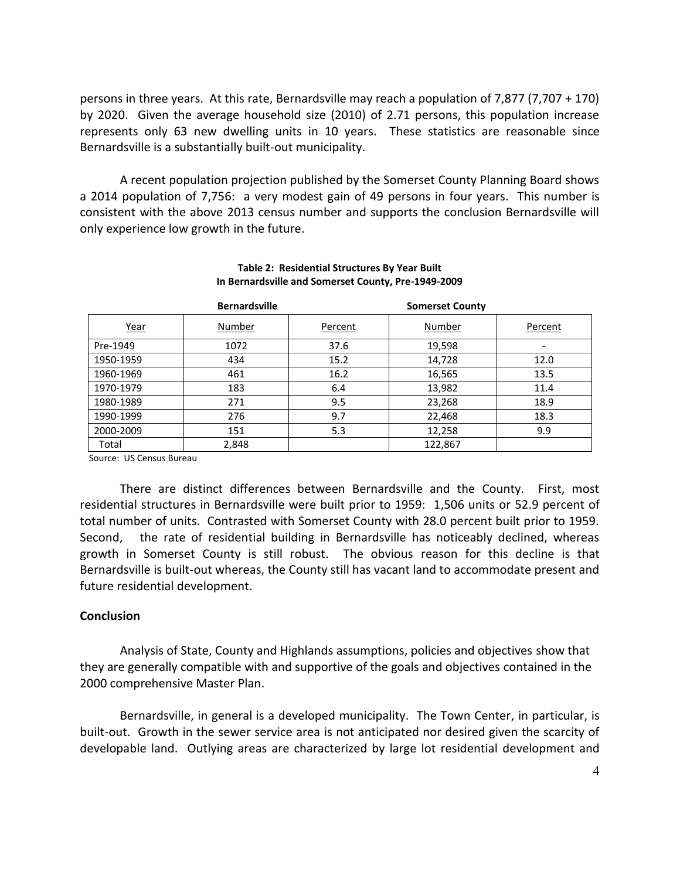persons in three years. At this rate, Bernardsville may reach a population of 7,877 (7,707 + 170) by 2020. Given the average household size (2010) of 2.71 persons, this population increase represents only 63 new dwelling units in 10 years. These statistics are reasonable since Bernardsville is a substantially built-out municipality.

A recent population projection published by the Somerset County Planning Board shows a 2014 population of 7,756: a very modest gain of 49 persons in four years. This number is consistent with the above 2013 census number and supports the conclusion Bernardsville will only experience low growth in the future.

**Table 2: Residential Structures By Year Built**
**In Bernardsville and Somerset County, Pre-1949-2009**

| | Bernardsville | | Somerset County | |
|---|---|---|---|---|
| Year | Number | Percent | Number | Percent |
| Pre-1949 | 1072 | 37.6 | 19,598 | - |
| 1950-1959 | 434 | 15.2 | 14,728 | 12.0 |
| 1960-1969 | 461 | 16.2 | 16,565 | 13.5 |
| 1970-1979 | 183 | 6.4 | 13,982 | 11.4 |
| 1980-1989 | 271 | 9.5 | 23,268 | 18.9 |
| 1990-1999 | 276 | 9.7 | 22,468 | 18.3 |
| 2000-2009 | 151 | 5.3 | 12,258 | 9.9 |
| Total | 2,848 | | 122,867 | |

Source: US Census Bureau

There are distinct differences between Bernardsville and the County. First, most residential structures in Bernardsville were built prior to 1959: 1,506 units or 52.9 percent of total number of units. Contrasted with Somerset County with 28.0 percent built prior to 1959. Second, the rate of residential building in Bernardsville has noticeably declined, whereas growth in Somerset County is still robust. The obvious reason for this decline is that Bernardsville is built-out whereas, the County still has vacant land to accommodate present and future residential development.

**Conclusion**

Analysis of State, County and Highlands assumptions, policies and objectives show that they are generally compatible with and supportive of the goals and objectives contained in the 2000 comprehensive Master Plan.

Bernardsville, in general is a developed municipality. The Town Center, in particular, is built-out. Growth in the sewer service area is not anticipated nor desired given the scarcity of developable land. Outlying areas are characterized by large lot residential development and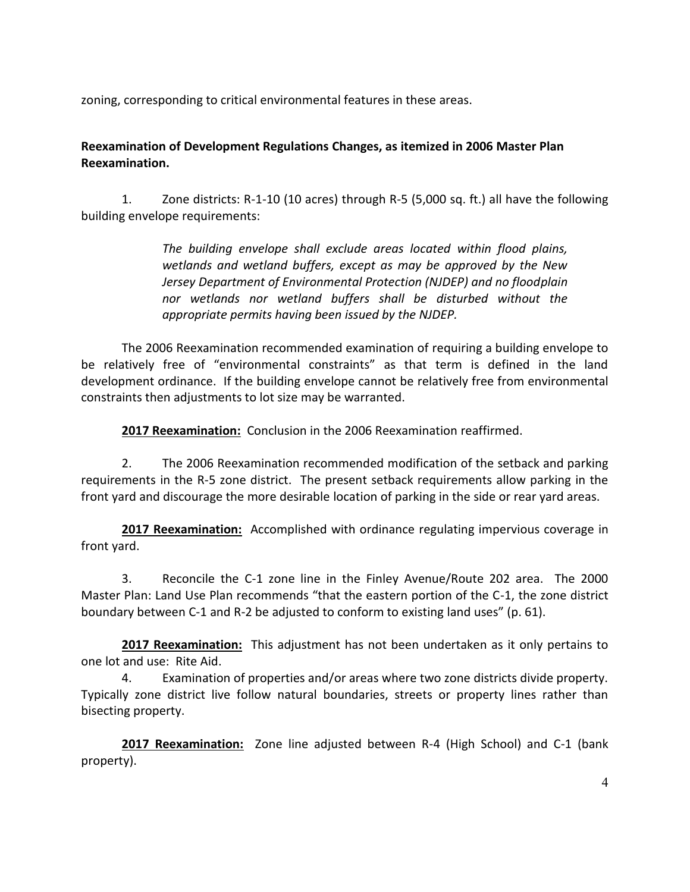zoning, corresponding to critical environmental features in these areas.

**Reexamination of Development Regulations Changes, as itemized in 2006 Master Plan Reexamination.**

1. Zone districts: R-1-10 (10 acres) through R-5 (5,000 sq. ft.) all have the following building envelope requirements:

> *The building envelope shall exclude areas located within flood plains, wetlands and wetland buffers, except as may be approved by the New Jersey Department of Environmental Protection (NJDEP) and no floodplain nor wetlands nor wetland buffers shall be disturbed without the appropriate permits having been issued by the NJDEP.*

The 2006 Reexamination recommended examination of requiring a building envelope to be relatively free of "environmental constraints" as that term is defined in the land development ordinance. If the building envelope cannot be relatively free from environmental constraints then adjustments to lot size may be warranted.

**2017 Reexamination:** Conclusion in the 2006 Reexamination reaffirmed.

2. The 2006 Reexamination recommended modification of the setback and parking requirements in the R-5 zone district. The present setback requirements allow parking in the front yard and discourage the more desirable location of parking in the side or rear yard areas.

**2017 Reexamination:** Accomplished with ordinance regulating impervious coverage in front yard.

3. Reconcile the C-1 zone line in the Finley Avenue/Route 202 area. The 2000 Master Plan: Land Use Plan recommends "that the eastern portion of the C-1, the zone district boundary between C-1 and R-2 be adjusted to conform to existing land uses" (p. 61).

**2017 Reexamination:** This adjustment has not been undertaken as it only pertains to one lot and use: Rite Aid.

4. Examination of properties and/or areas where two zone districts divide property. Typically zone district live follow natural boundaries, streets or property lines rather than bisecting property.

**2017 Reexamination:** Zone line adjusted between R-4 (High School) and C-1 (bank property).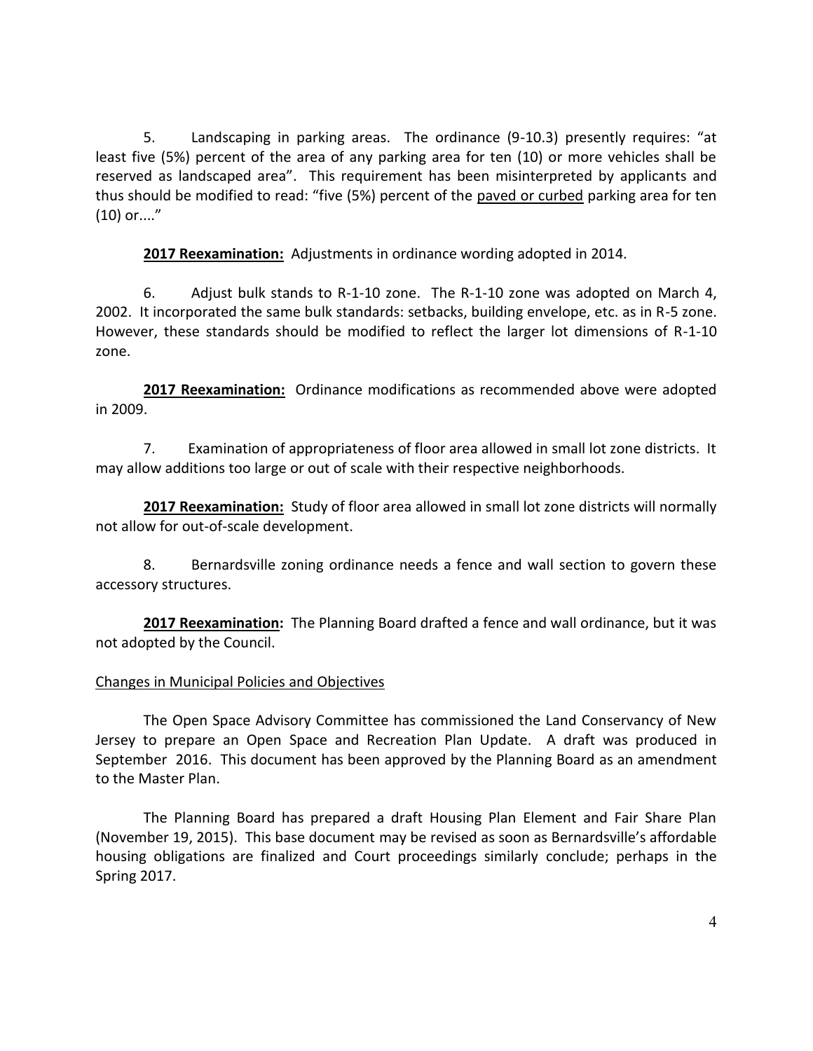5. Landscaping in parking areas. The ordinance (9-10.3) presently requires: "at least five (5%) percent of the area of any parking area for ten (10) or more vehicles shall be reserved as landscaped area". This requirement has been misinterpreted by applicants and thus should be modified to read: "five (5%) percent of the <u>paved or curbed</u> parking area for ten (10) or...."

**<u>2017 Reexamination:</u>** Adjustments in ordinance wording adopted in 2014.

6. Adjust bulk stands to R-1-10 zone. The R-1-10 zone was adopted on March 4, 2002. It incorporated the same bulk standards: setbacks, building envelope, etc. as in R-5 zone. However, these standards should be modified to reflect the larger lot dimensions of R-1-10 zone.

**<u>2017 Reexamination:</u>** Ordinance modifications as recommended above were adopted in 2009.

7. Examination of appropriateness of floor area allowed in small lot zone districts. It may allow additions too large or out of scale with their respective neighborhoods.

**<u>2017 Reexamination:</u>** Study of floor area allowed in small lot zone districts will normally not allow for out-of-scale development.

8. Bernardsville zoning ordinance needs a fence and wall section to govern these accessory structures.

**<u>2017 Reexamination</u>:** The Planning Board drafted a fence and wall ordinance, but it was not adopted by the Council.

<u>Changes in Municipal Policies and Objectives</u>

The Open Space Advisory Committee has commissioned the Land Conservancy of New Jersey to prepare an Open Space and Recreation Plan Update. A draft was produced in September 2016. This document has been approved by the Planning Board as an amendment to the Master Plan.

The Planning Board has prepared a draft Housing Plan Element and Fair Share Plan (November 19, 2015). This base document may be revised as soon as Bernardsville's affordable housing obligations are finalized and Court proceedings similarly conclude; perhaps in the Spring 2017.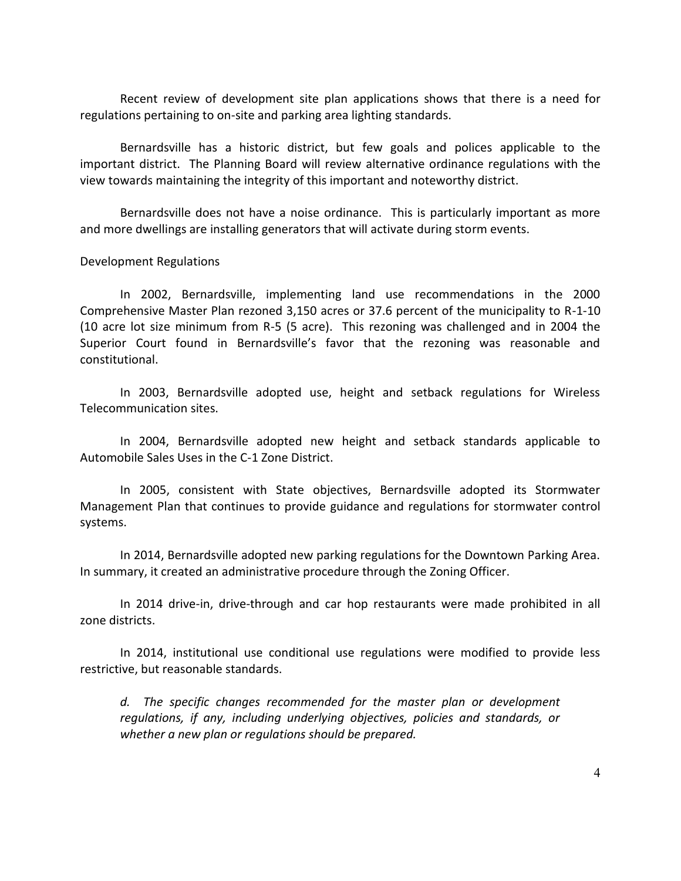Recent review of development site plan applications shows that there is a need for regulations pertaining to on-site and parking area lighting standards.

Bernardsville has a historic district, but few goals and polices applicable to the important district. The Planning Board will review alternative ordinance regulations with the view towards maintaining the integrity of this important and noteworthy district.

Bernardsville does not have a noise ordinance. This is particularly important as more and more dwellings are installing generators that will activate during storm events.

Development Regulations

In 2002, Bernardsville, implementing land use recommendations in the 2000 Comprehensive Master Plan rezoned 3,150 acres or 37.6 percent of the municipality to R-1-10 (10 acre lot size minimum from R-5 (5 acre). This rezoning was challenged and in 2004 the Superior Court found in Bernardsville's favor that the rezoning was reasonable and constitutional.

In 2003, Bernardsville adopted use, height and setback regulations for Wireless Telecommunication sites.

In 2004, Bernardsville adopted new height and setback standards applicable to Automobile Sales Uses in the C-1 Zone District.

In 2005, consistent with State objectives, Bernardsville adopted its Stormwater Management Plan that continues to provide guidance and regulations for stormwater control systems.

In 2014, Bernardsville adopted new parking regulations for the Downtown Parking Area. In summary, it created an administrative procedure through the Zoning Officer.

In 2014 drive-in, drive-through and car hop restaurants were made prohibited in all zone districts.

In 2014, institutional use conditional use regulations were modified to provide less restrictive, but reasonable standards.

> *d. The specific changes recommended for the master plan or development regulations, if any, including underlying objectives, policies and standards, or whether a new plan or regulations should be prepared.*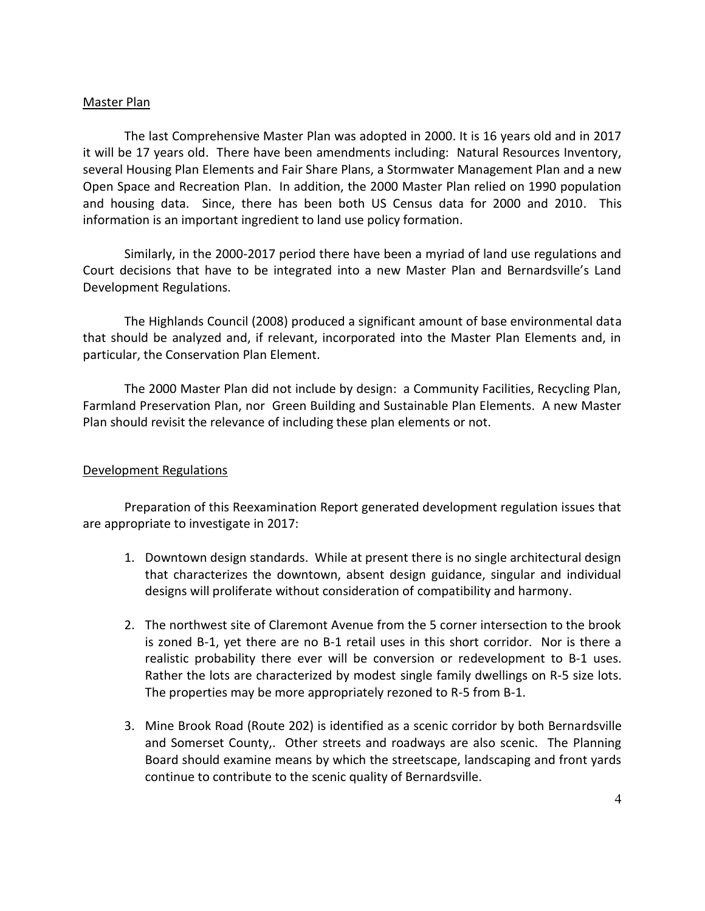Master Plan

The last Comprehensive Master Plan was adopted in 2000. It is 16 years old and in 2017 it will be 17 years old. There have been amendments including: Natural Resources Inventory, several Housing Plan Elements and Fair Share Plans, a Stormwater Management Plan and a new Open Space and Recreation Plan. In addition, the 2000 Master Plan relied on 1990 population and housing data. Since, there has been both US Census data for 2000 and 2010. This information is an important ingredient to land use policy formation.

Similarly, in the 2000-2017 period there have been a myriad of land use regulations and Court decisions that have to be integrated into a new Master Plan and Bernardsville's Land Development Regulations.

The Highlands Council (2008) produced a significant amount of base environmental data that should be analyzed and, if relevant, incorporated into the Master Plan Elements and, in particular, the Conservation Plan Element.

The 2000 Master Plan did not include by design: a Community Facilities, Recycling Plan, Farmland Preservation Plan, nor Green Building and Sustainable Plan Elements. A new Master Plan should revisit the relevance of including these plan elements or not.

Development Regulations

Preparation of this Reexamination Report generated development regulation issues that are appropriate to investigate in 2017:

1. Downtown design standards. While at present there is no single architectural design that characterizes the downtown, absent design guidance, singular and individual designs will proliferate without consideration of compatibility and harmony.

2. The northwest site of Claremont Avenue from the 5 corner intersection to the brook is zoned B-1, yet there are no B-1 retail uses in this short corridor. Nor is there a realistic probability there ever will be conversion or redevelopment to B-1 uses. Rather the lots are characterized by modest single family dwellings on R-5 size lots. The properties may be more appropriately rezoned to R-5 from B-1.

3. Mine Brook Road (Route 202) is identified as a scenic corridor by both Bernardsville and Somerset County,. Other streets and roadways are also scenic. The Planning Board should examine means by which the streetscape, landscaping and front yards continue to contribute to the scenic quality of Bernardsville.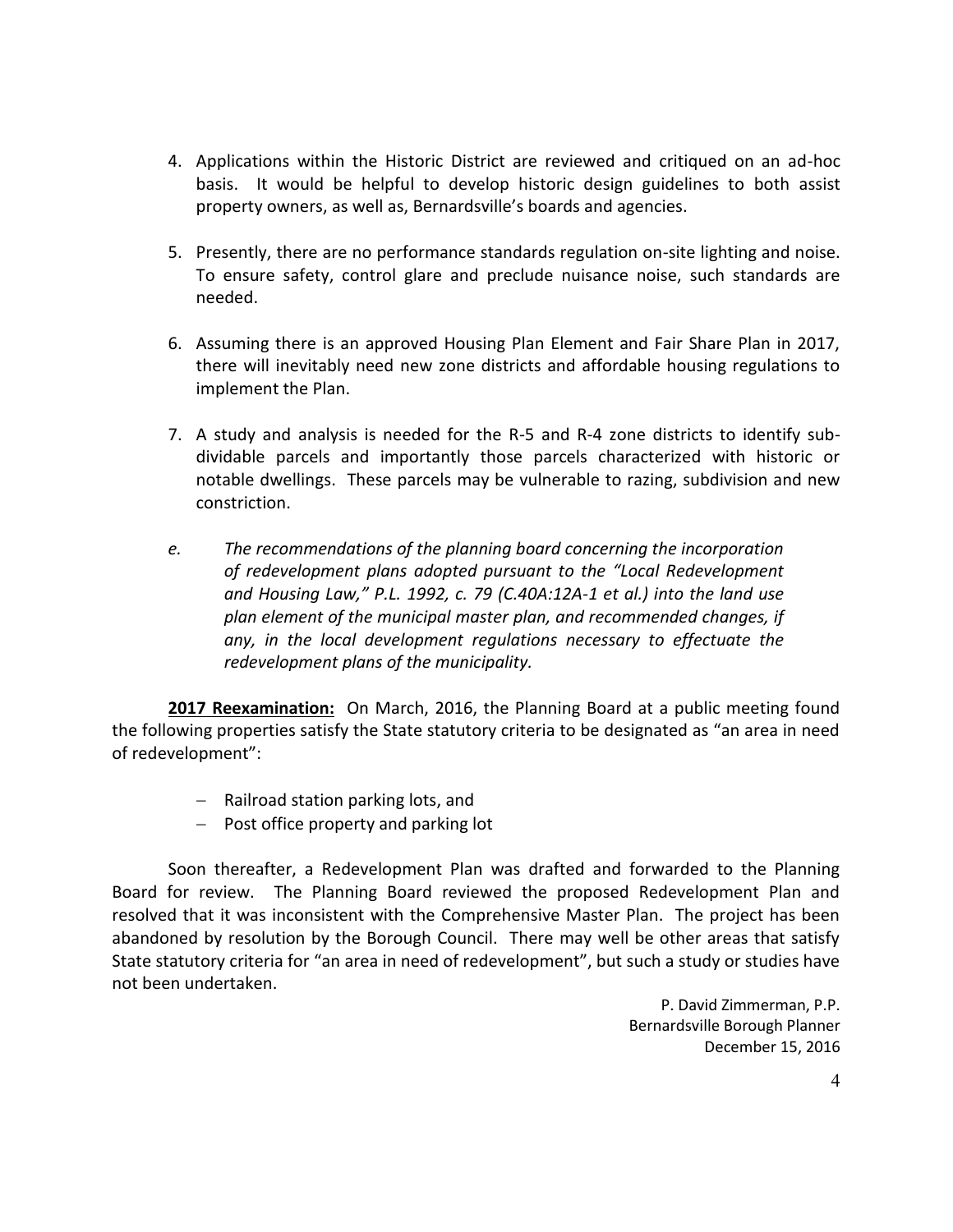4. Applications within the Historic District are reviewed and critiqued on an ad-hoc basis. It would be helpful to develop historic design guidelines to both assist property owners, as well as, Bernardsville's boards and agencies.

5. Presently, there are no performance standards regulation on-site lighting and noise. To ensure safety, control glare and preclude nuisance noise, such standards are needed.

6. Assuming there is an approved Housing Plan Element and Fair Share Plan in 2017, there will inevitably need new zone districts and affordable housing regulations to implement the Plan.

7. A study and analysis is needed for the R-5 and R-4 zone districts to identify sub-dividable parcels and importantly those parcels characterized with historic or notable dwellings. These parcels may be vulnerable to razing, subdivision and new constriction.

*e. The recommendations of the planning board concerning the incorporation of redevelopment plans adopted pursuant to the "Local Redevelopment and Housing Law," P.L. 1992, c. 79 (C.40A:12A-1 et al.) into the land use plan element of the municipal master plan, and recommended changes, if any, in the local development regulations necessary to effectuate the redevelopment plans of the municipality.*

**2017 Reexamination:** On March, 2016, the Planning Board at a public meeting found the following properties satisfy the State statutory criteria to be designated as "an area in need of redevelopment":

- Railroad station parking lots, and
- Post office property and parking lot

Soon thereafter, a Redevelopment Plan was drafted and forwarded to the Planning Board for review. The Planning Board reviewed the proposed Redevelopment Plan and resolved that it was inconsistent with the Comprehensive Master Plan. The project has been abandoned by resolution by the Borough Council. There may well be other areas that satisfy State statutory criteria for "an area in need of redevelopment", but such a study or studies have not been undertaken.

P. David Zimmerman, P.P.
Bernardsville Borough Planner
December 15, 2016